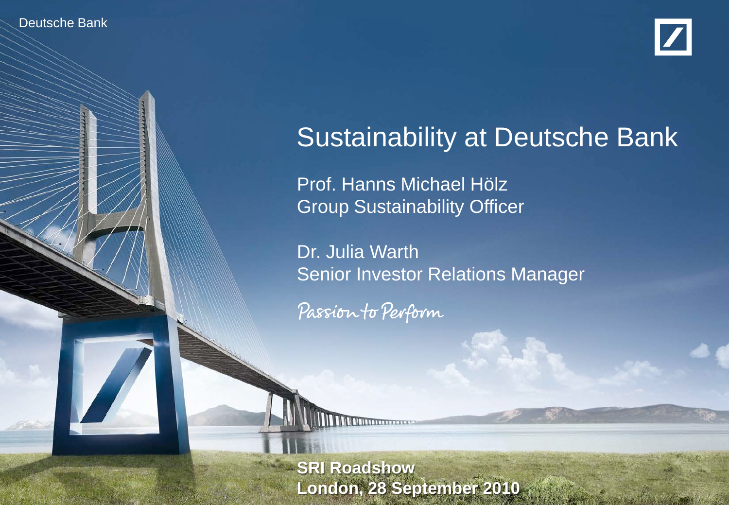Deutsche Bank

# Sustainability at Deutsche Bank

Prof. Hanns Michael Hölz
Group Sustainability Officer

Dr. Julia Warth
Senior Investor Relations Manager

Passion to Perform

**SRI Roadshow**
**London, 28 September 2010**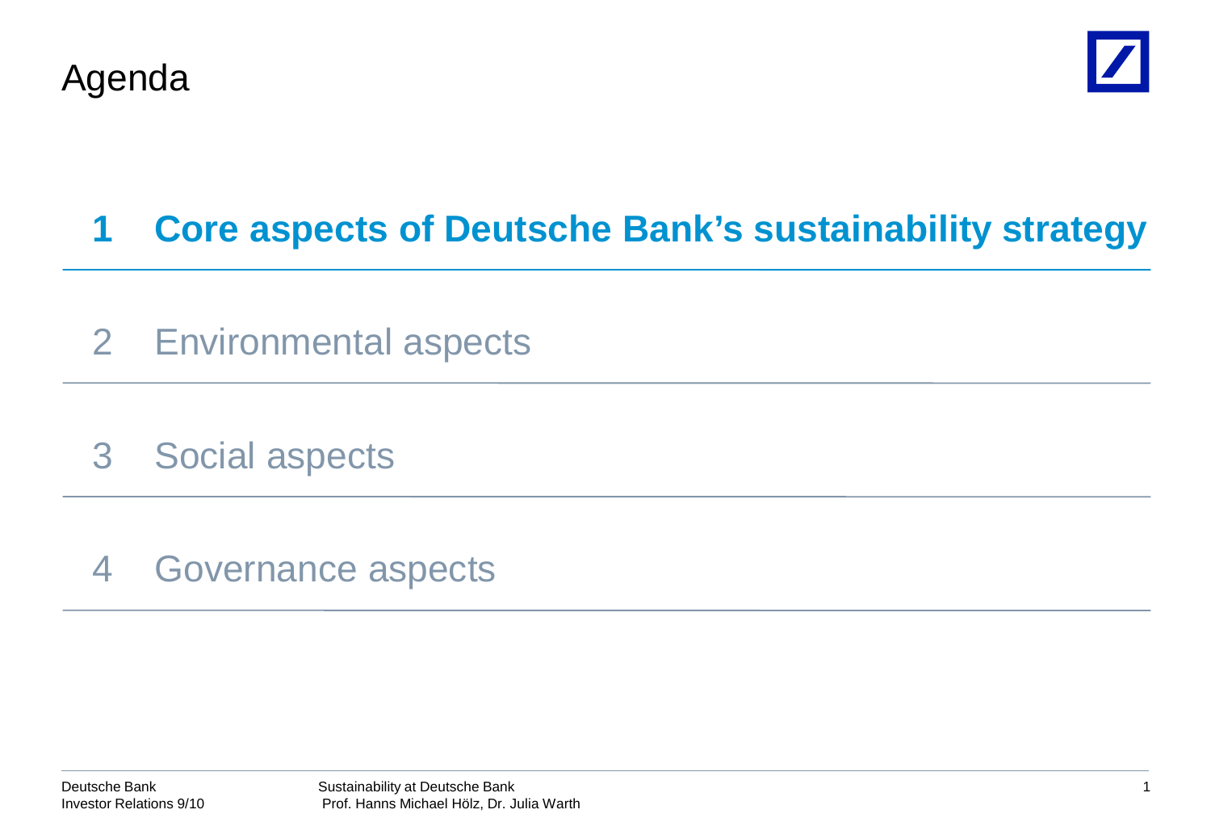# Agenda

1. **Core aspects of Deutsche Bank's sustainability strategy**
2. Environmental aspects
3. Social aspects
4. Governance aspects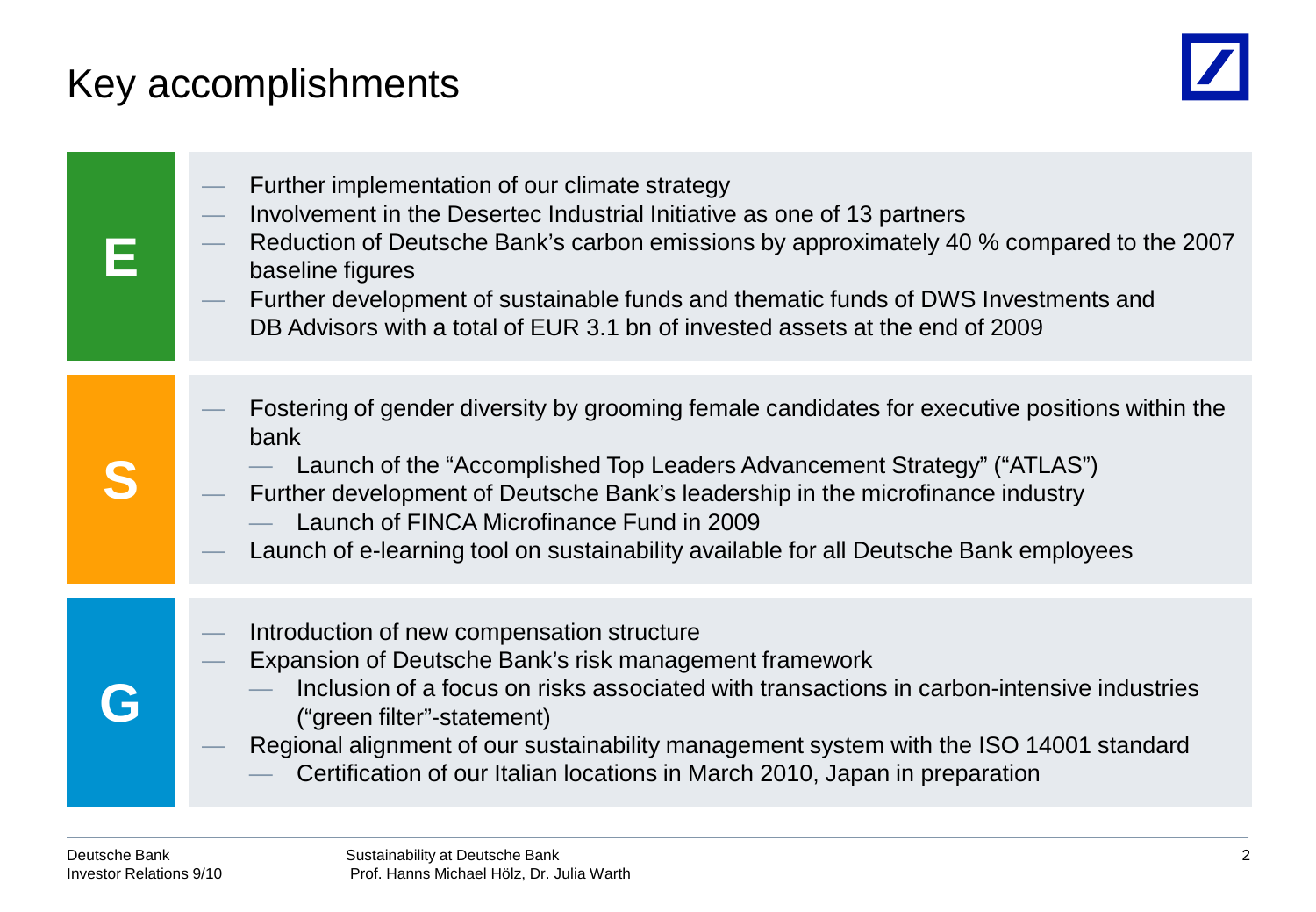# Key accomplishments

## E

- Further implementation of our climate strategy
- Involvement in the Desertec Industrial Initiative as one of 13 partners
- Reduction of Deutsche Bank's carbon emissions by approximately 40 % compared to the 2007 baseline figures
- Further development of sustainable funds and thematic funds of DWS Investments and DB Advisors with a total of EUR 3.1 bn of invested assets at the end of 2009

## S

- Fostering of gender diversity by grooming female candidates for executive positions within the bank
  - Launch of the "Accomplished Top Leaders Advancement Strategy" ("ATLAS")
- Further development of Deutsche Bank's leadership in the microfinance industry
  - Launch of FINCA Microfinance Fund in 2009
- Launch of e-learning tool on sustainability available for all Deutsche Bank employees

## G

- Introduction of new compensation structure
- Expansion of Deutsche Bank's risk management framework
  - Inclusion of a focus on risks associated with transactions in carbon-intensive industries ("green filter"-statement)
- Regional alignment of our sustainability management system with the ISO 14001 standard
  - Certification of our Italian locations in March 2010, Japan in preparation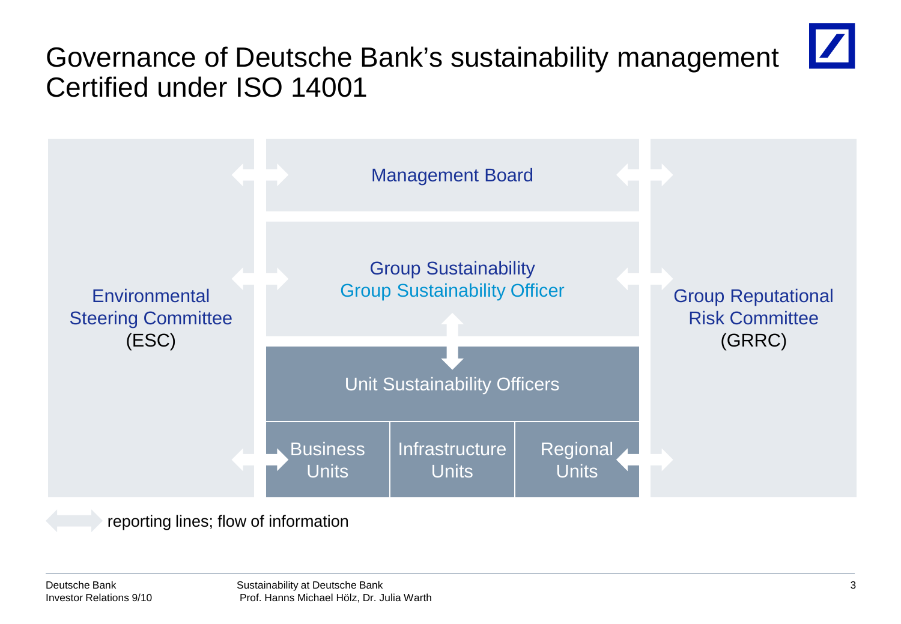# Governance of Deutsche Bank's sustainability management Certified under ISO 14001

Environmental Steering Committee (ESC)

Management Board

Group Sustainability
Group Sustainability Officer

Unit Sustainability Officers

Business Units | Infrastructure Units | Regional Units

Group Reputational Risk Committee (GRRC)

reporting lines; flow of information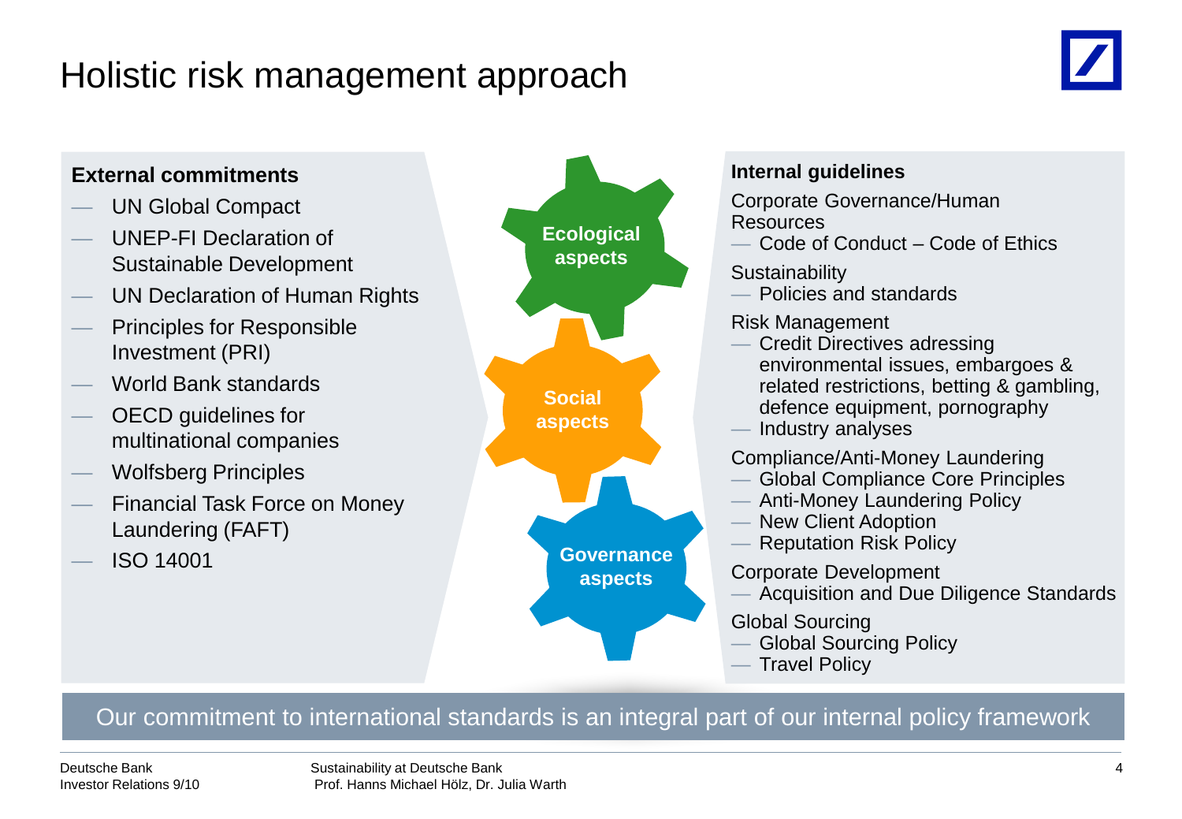# Holistic risk management approach

**External commitments**

- UN Global Compact
- UNEP-FI Declaration of Sustainable Development
- UN Declaration of Human Rights
- Principles for Responsible Investment (PRI)
- World Bank standards
- OECD guidelines for multinational companies
- Wolfsberg Principles
- Financial Task Force on Money Laundering (FAFT)
- ISO 14001

**Ecological aspects**

**Social aspects**

**Governance aspects**

**Internal guidelines**

Corporate Governance/Human Resources

- Code of Conduct – Code of Ethics

Sustainability

- Policies and standards

Risk Management

- Credit Directives adressing environmental issues, embargoes & related restrictions, betting & gambling, defence equipment, pornography
- Industry analyses

Compliance/Anti-Money Laundering

- Global Compliance Core Principles
- Anti-Money Laundering Policy
- New Client Adoption
- Reputation Risk Policy

Corporate Development

- Acquisition and Due Diligence Standards

Global Sourcing

- Global Sourcing Policy
- Travel Policy

Our commitment to international standards is an integral part of our internal policy framework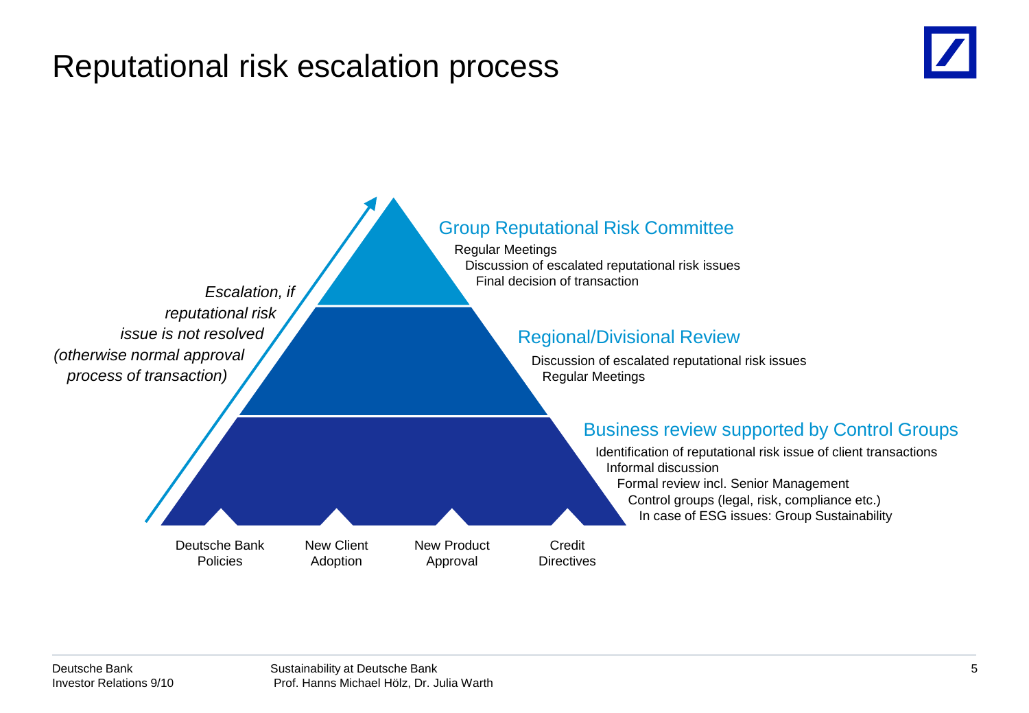# Reputational risk escalation process

*Escalation, if reputational risk issue is not resolved (otherwise normal approval process of transaction)*

## Group Reputational Risk Committee

- Regular Meetings
- Discussion of escalated reputational risk issues
- Final decision of transaction

## Regional/Divisional Review

- Discussion of escalated reputational risk issues
- Regular Meetings

## Business review supported by Control Groups

- Identification of reputational risk issue of client transactions
- Informal discussion
- Formal review incl. Senior Management
- Control groups (legal, risk, compliance etc.)
- In case of ESG issues: Group Sustainability

Deutsche Bank Policies | New Client Adoption | New Product Approval | Credit Directives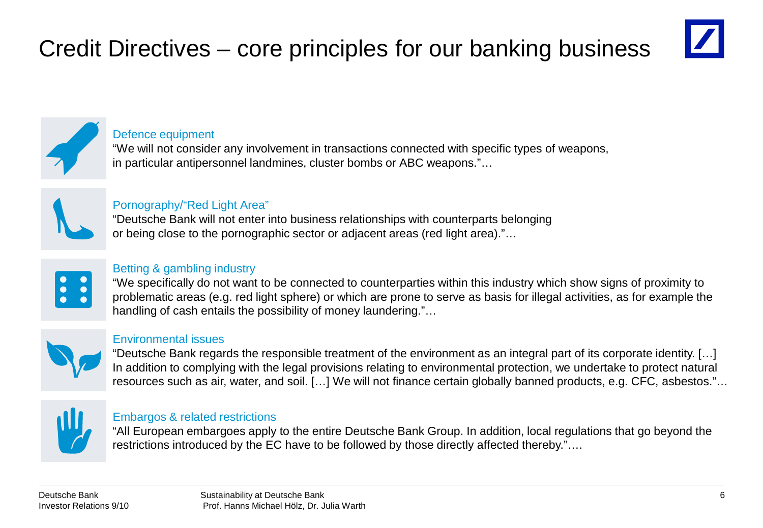# Credit Directives – core principles for our banking business

### Defence equipment

"We will not consider any involvement in transactions connected with specific types of weapons, in particular antipersonnel landmines, cluster bombs or ABC weapons."…

### Pornography/"Red Light Area"

"Deutsche Bank will not enter into business relationships with counterparts belonging or being close to the pornographic sector or adjacent areas (red light area)."…

### Betting & gambling industry

"We specifically do not want to be connected to counterparties within this industry which show signs of proximity to problematic areas (e.g. red light sphere) or which are prone to serve as basis for illegal activities, as for example the handling of cash entails the possibility of money laundering."…

### Environmental issues

"Deutsche Bank regards the responsible treatment of the environment as an integral part of its corporate identity. […] In addition to complying with the legal provisions relating to environmental protection, we undertake to protect natural resources such as air, water, and soil. […] We will not finance certain globally banned products, e.g. CFC, asbestos."…

### Embargos & related restrictions

"All European embargoes apply to the entire Deutsche Bank Group. In addition, local regulations that go beyond the restrictions introduced by the EC have to be followed by those directly affected thereby."….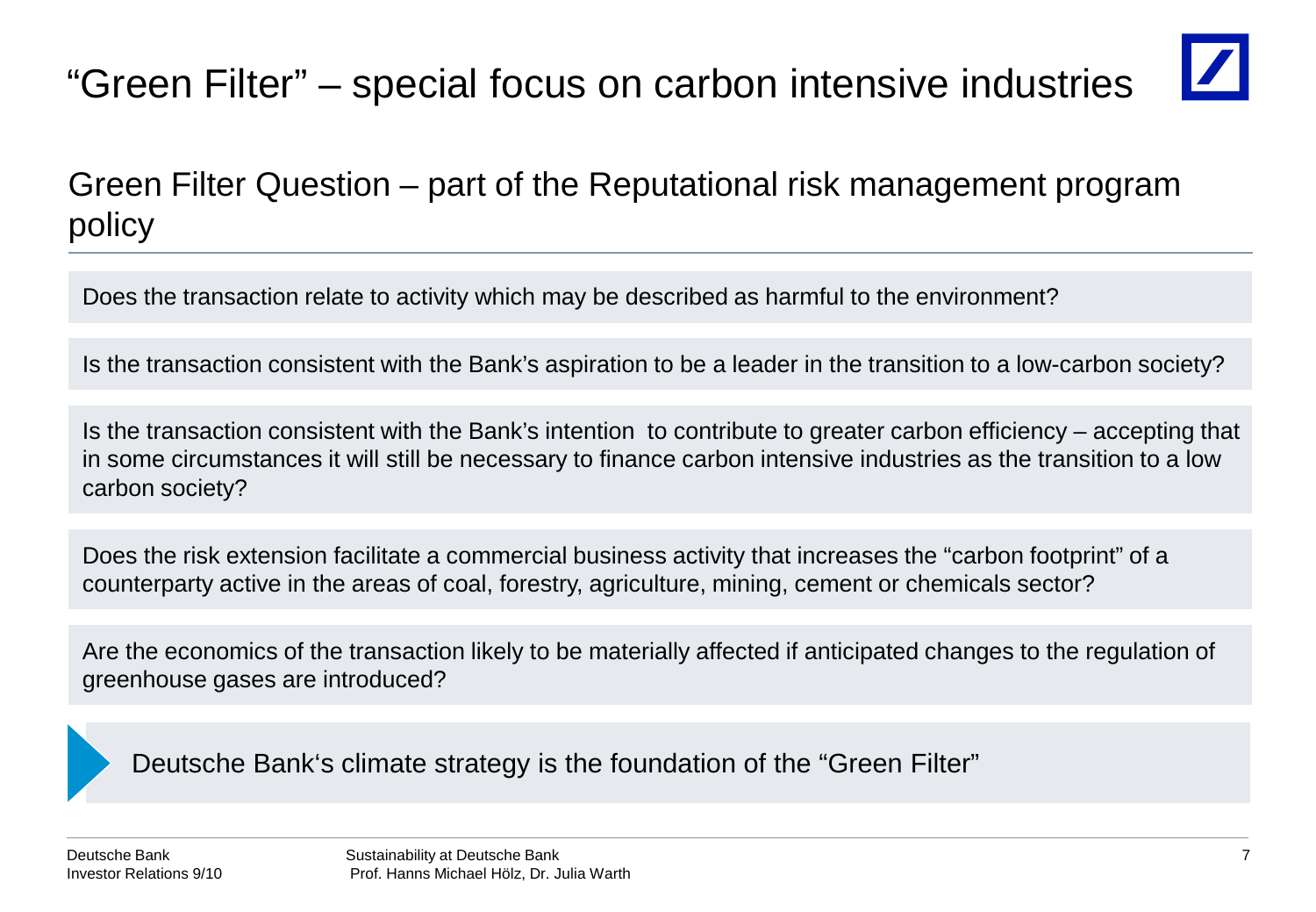# “Green Filter” – special focus on carbon intensive industries

## Green Filter Question – part of the Reputational risk management program policy

Does the transaction relate to activity which may be described as harmful to the environment?

Is the transaction consistent with the Bank’s aspiration to be a leader in the transition to a low-carbon society?

Is the transaction consistent with the Bank’s intention to contribute to greater carbon efficiency – accepting that in some circumstances it will still be necessary to finance carbon intensive industries as the transition to a low carbon society?

Does the risk extension facilitate a commercial business activity that increases the “carbon footprint” of a counterparty active in the areas of coal, forestry, agriculture, mining, cement or chemicals sector?

Are the economics of the transaction likely to be materially affected if anticipated changes to the regulation of greenhouse gases are introduced?

Deutsche Bank‘s climate strategy is the foundation of the “Green Filter”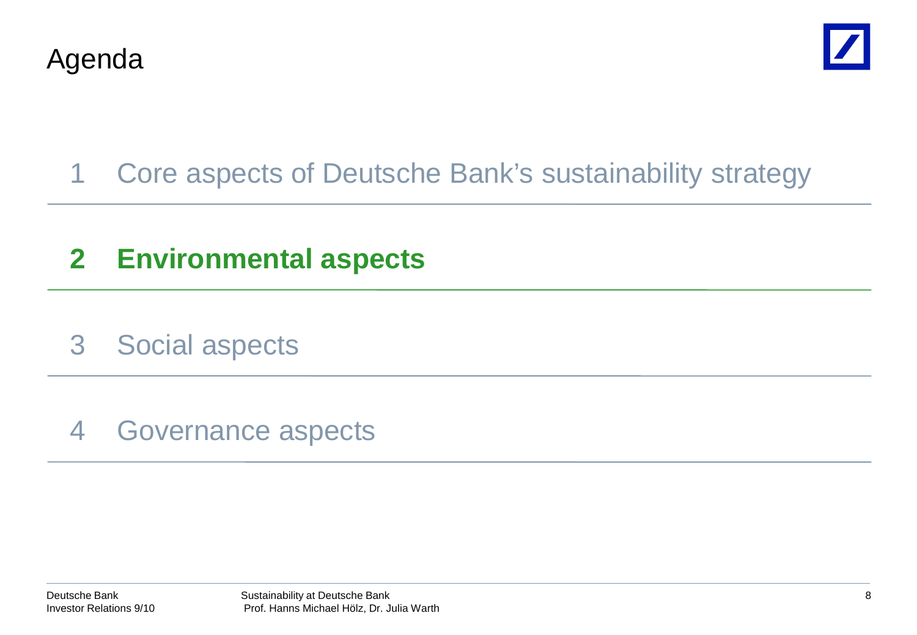# Agenda

1 Core aspects of Deutsche Bank's sustainability strategy

**2 Environmental aspects**

3 Social aspects

4 Governance aspects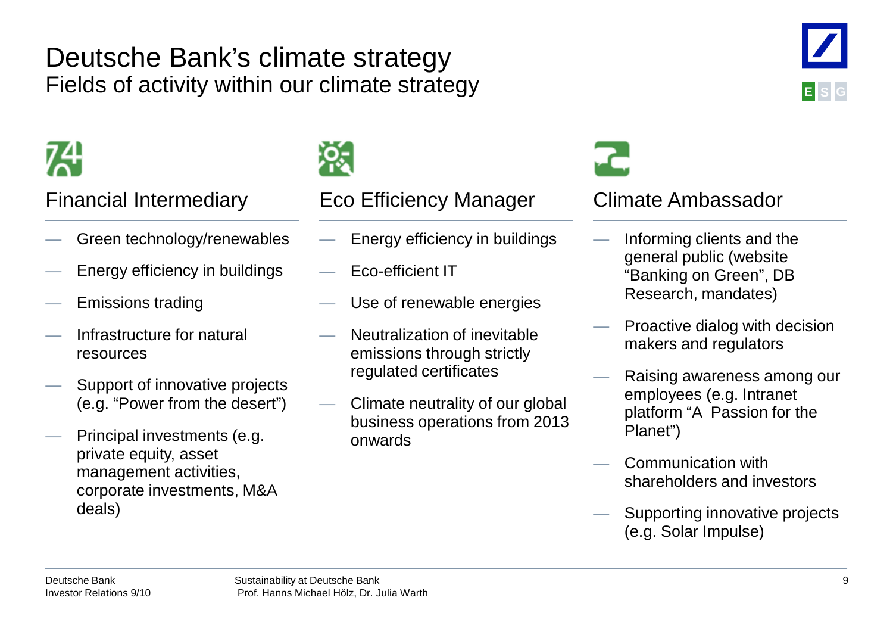# Deutsche Bank's climate strategy

## Fields of activity within our climate strategy

### Financial Intermediary

- Green technology/renewables
- Energy efficiency in buildings
- Emissions trading
- Infrastructure for natural resources
- Support of innovative projects (e.g. "Power from the desert")
- Principal investments (e.g. private equity, asset management activities, corporate investments, M&A deals)

### Eco Efficiency Manager

- Energy efficiency in buildings
- Eco-efficient IT
- Use of renewable energies
- Neutralization of inevitable emissions through strictly regulated certificates
- Climate neutrality of our global business operations from 2013 onwards

### Climate Ambassador

- Informing clients and the general public (website "Banking on Green", DB Research, mandates)
- Proactive dialog with decision makers and regulators
- Raising awareness among our employees (e.g. Intranet platform "A Passion for the Planet")
- Communication with shareholders and investors
- Supporting innovative projects (e.g. Solar Impulse)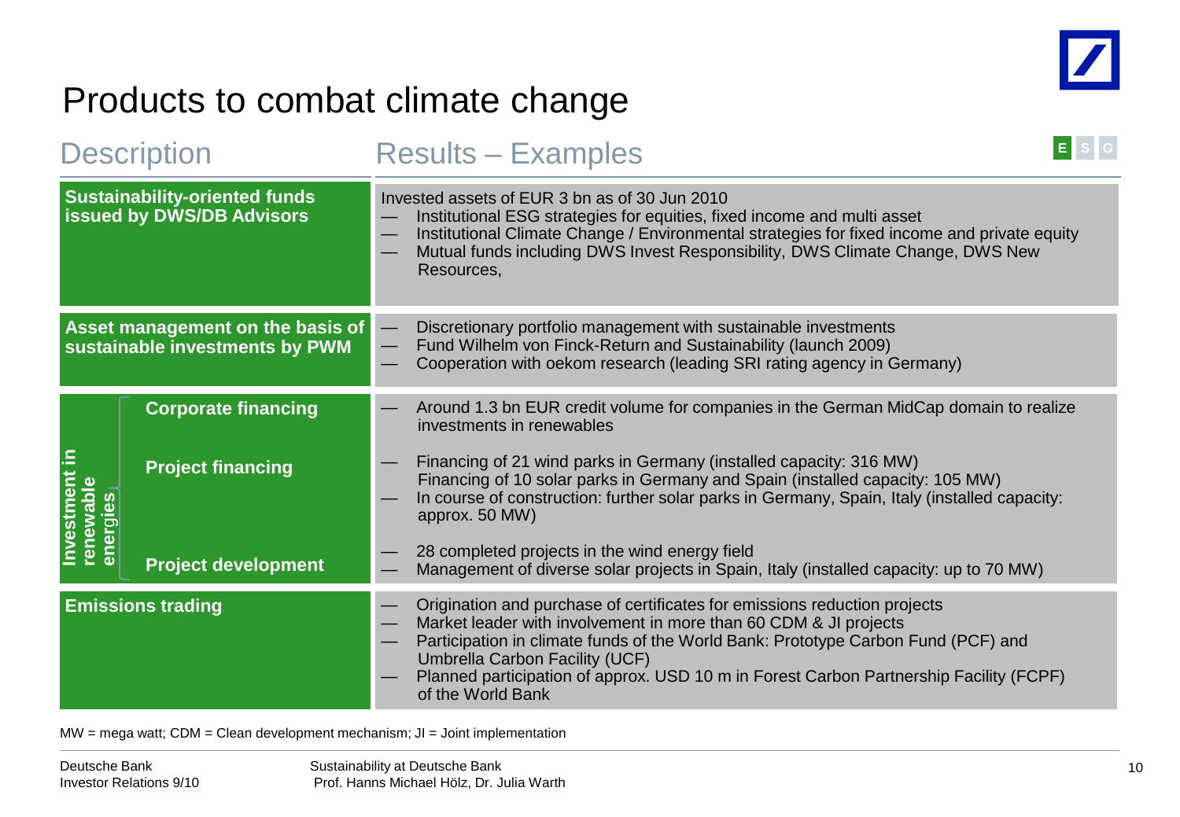# Products to combat climate change

E S G

| Description | | Results – Examples |
|---|---|---|
| **Sustainability-oriented funds issued by DWS/DB Advisors** | | Invested assets of EUR 3 bn as of 30 Jun 2010<br>— Institutional ESG strategies for equities, fixed income and multi asset<br>— Institutional Climate Change / Environmental strategies for fixed income and private equity<br>— Mutual funds including DWS Invest Responsibility, DWS Climate Change, DWS New Resources, |
| **Asset management on the basis of sustainable investments by PWM** | | — Discretionary portfolio management with sustainable investments<br>— Fund Wilhelm von Finck-Return and Sustainability (launch 2009)<br>— Cooperation with oekom research (leading SRI rating agency in Germany) |
| **Investment in renewable energies** | **Corporate financing** | — Around 1.3 bn EUR credit volume for companies in the German MidCap domain to realize investments in renewables |
| | **Project financing** | — Financing of 21 wind parks in Germany (installed capacity: 316 MW)<br>Financing of 10 solar parks in Germany and Spain (installed capacity: 105 MW)<br>— In course of construction: further solar parks in Germany, Spain, Italy (installed capacity: approx. 50 MW) |
| | **Project development** | — 28 completed projects in the wind energy field<br>— Management of diverse solar projects in Spain, Italy (installed capacity: up to 70 MW) |
| **Emissions trading** | | — Origination and purchase of certificates for emissions reduction projects<br>— Market leader with involvement in more than 60 CDM & JI projects<br>— Participation in climate funds of the World Bank: Prototype Carbon Fund (PCF) and Umbrella Carbon Facility (UCF)<br>— Planned participation of approx. USD 10 m in Forest Carbon Partnership Facility (FCPF) of the World Bank |

MW = mega watt; CDM = Clean development mechanism; JI = Joint implementation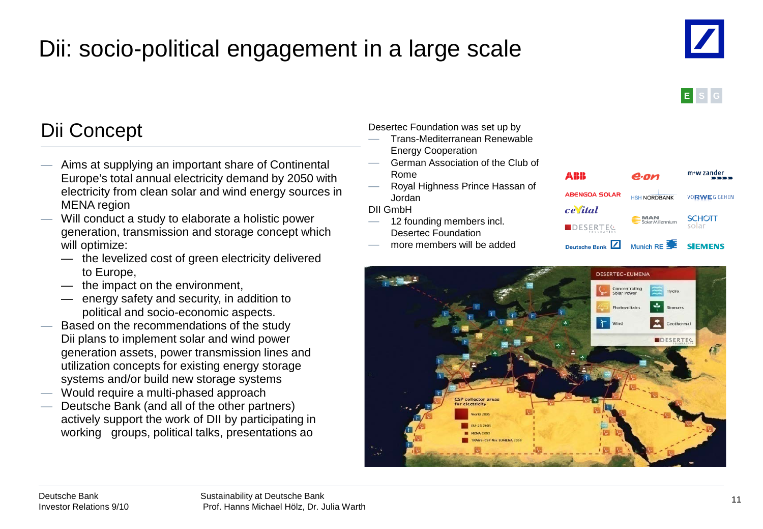# Dii: socio-political engagement in a large scale

E S G

## Dii Concept

- Aims at supplying an important share of Continental Europe's total annual electricity demand by 2050 with electricity from clean solar and wind energy sources in MENA region
- Will conduct a study to elaborate a holistic power generation, transmission and storage concept which will optimize:
  - the levelized cost of green electricity delivered to Europe,
  - the impact on the environment,
  - energy safety and security, in addition to political and socio-economic aspects.
- Based on the recommendations of the study Dii plans to implement solar and wind power generation assets, power transmission lines and utilization concepts for existing energy storage systems and/or build new storage systems
- Would require a multi-phased approach
- Deutsche Bank (and all of the other partners) actively support the work of DII by participating in working groups, political talks, presentations ao

Desertec Foundation was set up by

- Trans-Mediterranean Renewable Energy Cooperation
- German Association of the Club of Rome
- Royal Highness Prince Hassan of Jordan

DII GmbH

- 12 founding members incl. Desertec Foundation
- more members will be added

ABB, e.on, m+w zander, ABENGOA SOLAR, HSH NORDBANK, VORWEG GEHEN (RWE), cevital, MAN Solar Millennium, SCHOTT solar, DESERTEC FOUNDATION, Deutsche Bank, Munich RE, SIEMENS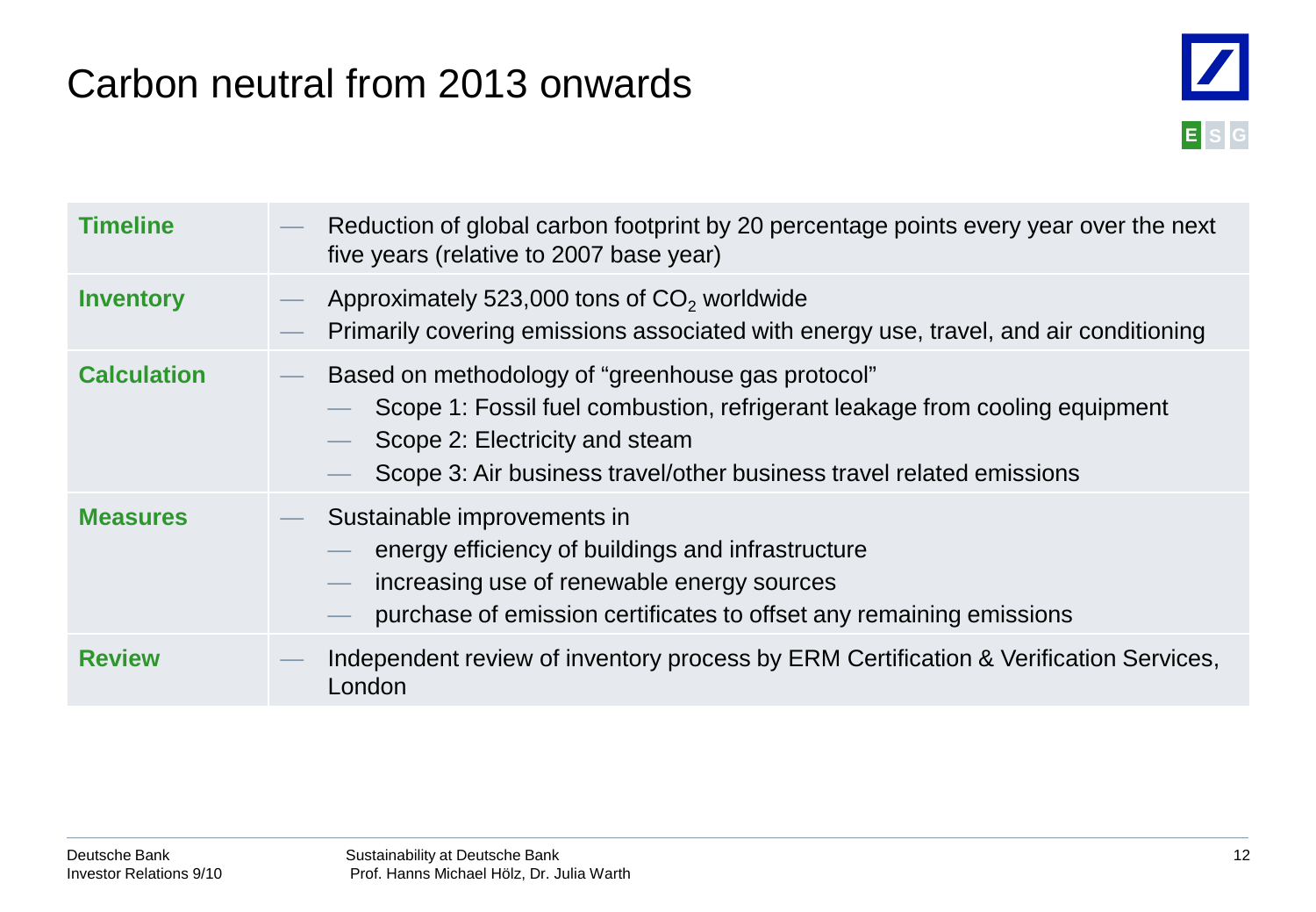# Carbon neutral from 2013 onwards

E S G

| | |
|---|---|
| **Timeline** | — Reduction of global carbon footprint by 20 percentage points every year over the next five years (relative to 2007 base year) |
| **Inventory** | — Approximately 523,000 tons of $CO_2$ worldwide<br>— Primarily covering emissions associated with energy use, travel, and air conditioning |
| **Calculation** | — Based on methodology of "greenhouse gas protocol"<br>— Scope 1: Fossil fuel combustion, refrigerant leakage from cooling equipment<br>— Scope 2: Electricity and steam<br>— Scope 3: Air business travel/other business travel related emissions |
| **Measures** | — Sustainable improvements in<br>— energy efficiency of buildings and infrastructure<br>— increasing use of renewable energy sources<br>— purchase of emission certificates to offset any remaining emissions |
| **Review** | — Independent review of inventory process by ERM Certification & Verification Services, London |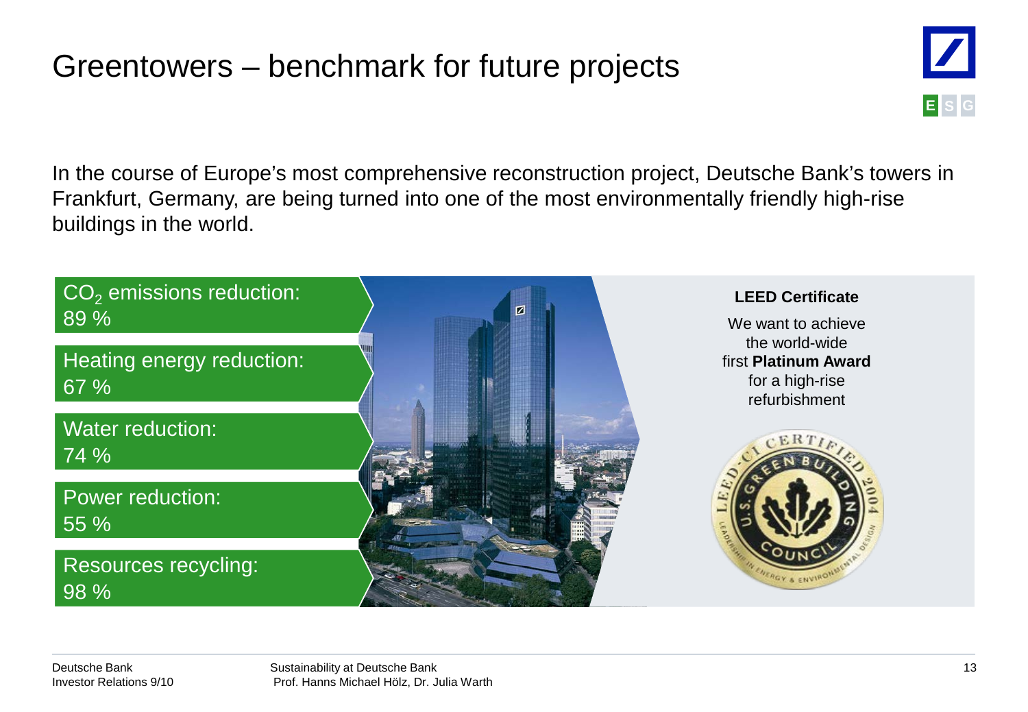# Greentowers – benchmark for future projects

E S G

In the course of Europe's most comprehensive reconstruction project, Deutsche Bank's towers in Frankfurt, Germany, are being turned into one of the most environmentally friendly high-rise buildings in the world.

$CO_2$ emissions reduction: 89 %

Heating energy reduction: 67 %

Water reduction: 74 %

Power reduction: 55 %

Resources recycling: 98 %

**LEED Certificate**

We want to achieve the world-wide first **Platinum Award** for a high-rise refurbishment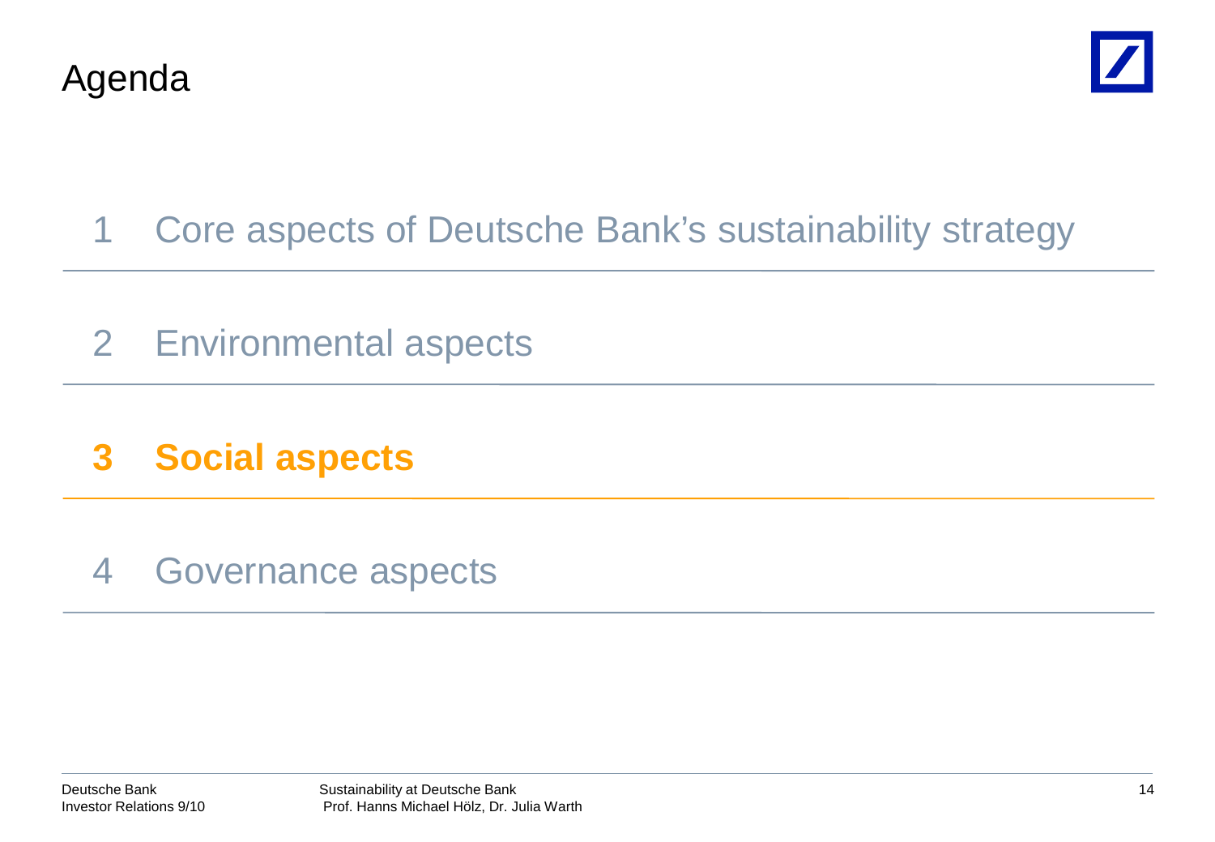# Agenda

1 Core aspects of Deutsche Bank's sustainability strategy

2 Environmental aspects

**3 Social aspects**

4 Governance aspects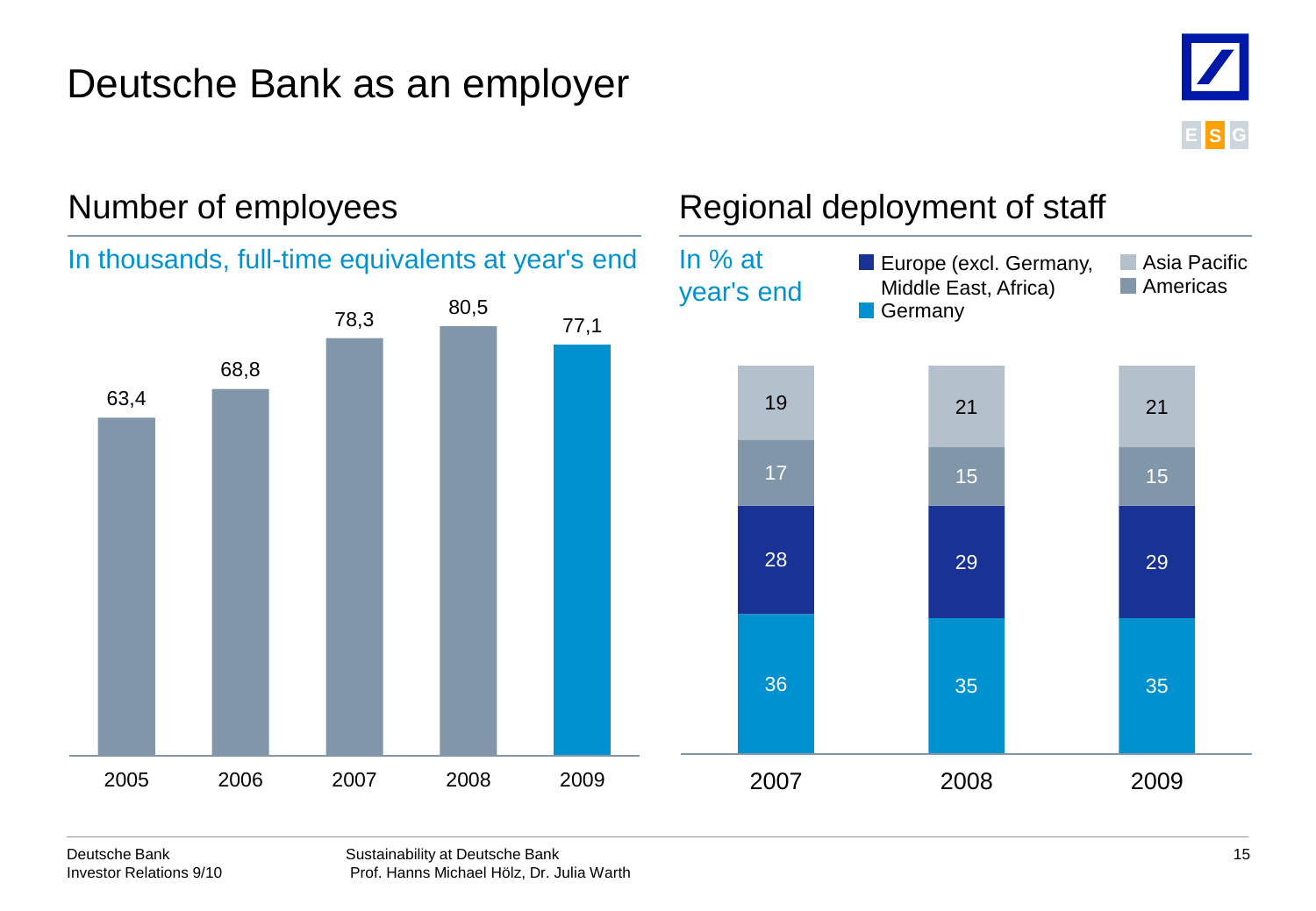# Deutsche Bank as an employer

## Number of employees

In thousands, full-time equivalents at year's end

| 2005 | 2006 | 2007 | 2008 | 2009 |
|---|---|---|---|---|
| 63,4 | 68,8 | 78,3 | 80,5 | 77,1 |

## Regional deployment of staff

In % at year's end

| | 2007 | 2008 | 2009 |
|---|---|---|---|
| Asia Pacific | 19 | 21 | 21 |
| Americas | 17 | 15 | 15 |
| Europe (excl. Germany, Middle East, Africa) | 28 | 29 | 29 |
| Germany | 36 | 35 | 35 |

Deutsche Bank
Investor Relations 9/10

Sustainability at Deutsche Bank
Prof. Hanns Michael Hölz, Dr. Julia Warth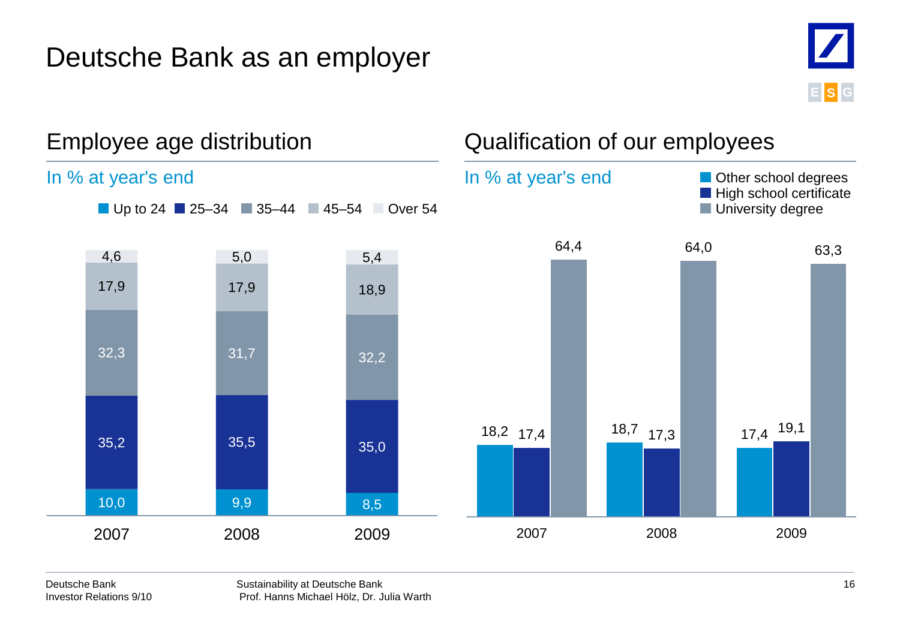# Deutsche Bank as an employer

## Employee age distribution

In % at year's end

| | 2007 | 2008 | 2009 |
|---|---|---|---|
| Up to 24 | 10,0 | 9,9 | 8,5 |
| 25–34 | 35,2 | 35,5 | 35,0 |
| 35–44 | 32,3 | 31,7 | 32,2 |
| 45–54 | 17,9 | 17,9 | 18,9 |
| Over 54 | 4,6 | 5,0 | 5,4 |

## Qualification of our employees

In % at year's end

| | 2007 | 2008 | 2009 |
|---|---|---|---|
| Other school degrees | 18,2 | 18,7 | 17,4 |
| High school certificate | 17,4 | 17,3 | 19,1 |
| University degree | 64,4 | 64,0 | 63,3 |

Deutsche Bank
Investor Relations 9/10

Sustainability at Deutsche Bank
Prof. Hanns Michael Hölz, Dr. Julia Warth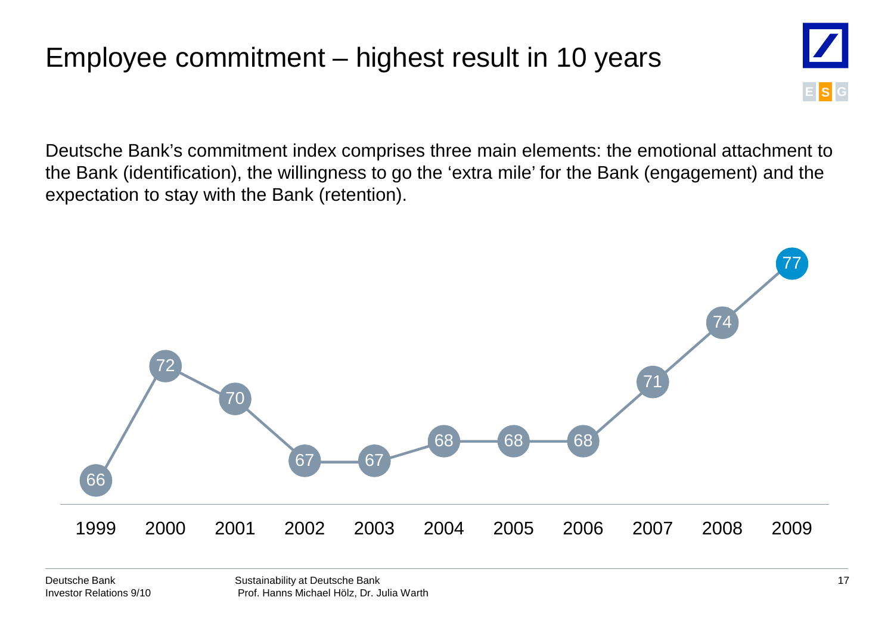# Employee commitment – highest result in 10 years

Deutsche Bank's commitment index comprises three main elements: the emotional attachment to the Bank (identification), the willingness to go the 'extra mile' for the Bank (engagement) and the expectation to stay with the Bank (retention).

| 1999 | 2000 | 2001 | 2002 | 2003 | 2004 | 2005 | 2006 | 2007 | 2008 | 2009 |
| --- | --- | --- | --- | --- | --- | --- | --- | --- | --- | --- |
| 66 | 72 | 70 | 67 | 67 | 68 | 68 | 68 | 71 | 74 | 77 |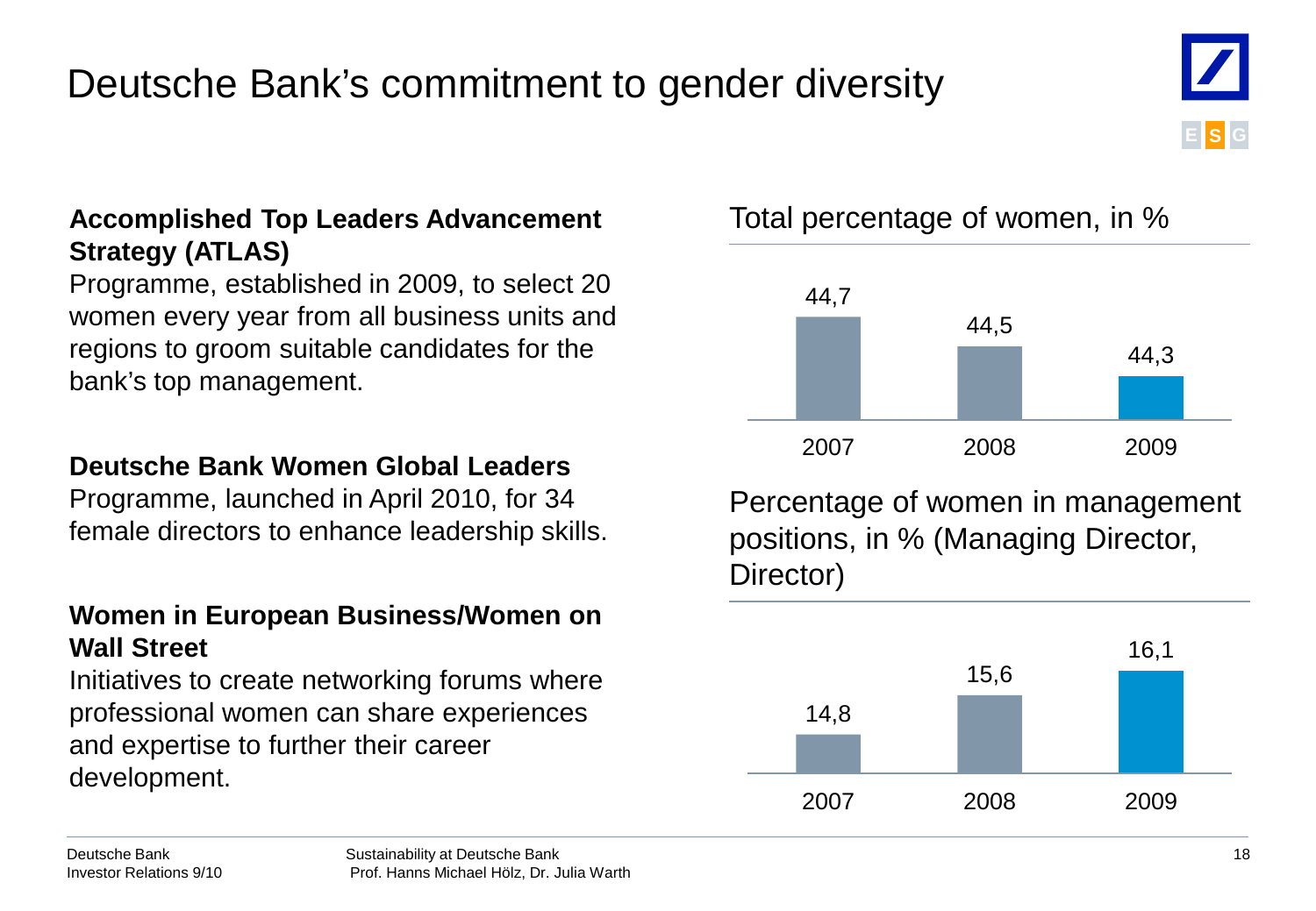# Deutsche Bank's commitment to gender diversity

ESG

**Accomplished Top Leaders Advancement Strategy (ATLAS)**

Programme, established in 2009, to select 20 women every year from all business units and regions to groom suitable candidates for the bank's top management.

**Deutsche Bank Women Global Leaders**

Programme, launched in April 2010, for 34 female directors to enhance leadership skills.

**Women in European Business/Women on Wall Street**

Initiatives to create networking forums where professional women can share experiences and expertise to further their career development.

Total percentage of women, in %

| 2007 | 2008 | 2009 |
|---|---|---|
| 44,7 | 44,5 | 44,3 |

Percentage of women in management positions, in % (Managing Director, Director)

| 2007 | 2008 | 2009 |
|---|---|---|
| 14,8 | 15,6 | 16,1 |

Deutsche Bank
Investor Relations 9/10

Sustainability at Deutsche Bank
Prof. Hanns Michael Hölz, Dr. Julia Warth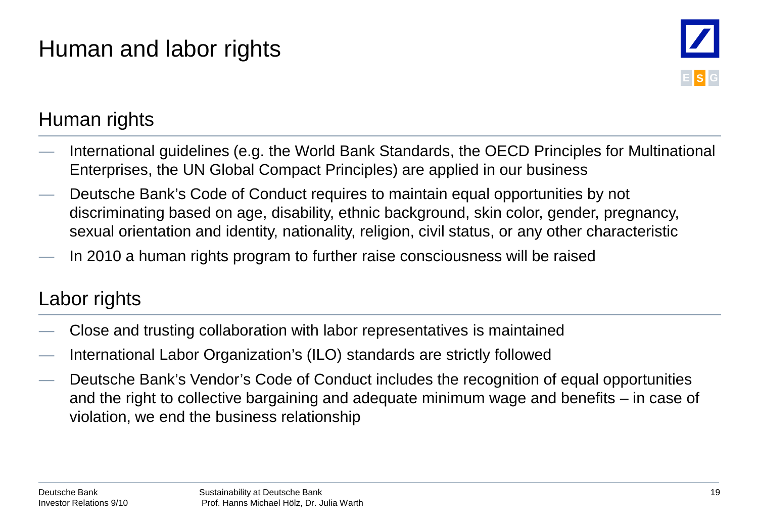# Human and labor rights

## Human rights

- International guidelines (e.g. the World Bank Standards, the OECD Principles for Multinational Enterprises, the UN Global Compact Principles) are applied in our business
- Deutsche Bank's Code of Conduct requires to maintain equal opportunities by not discriminating based on age, disability, ethnic background, skin color, gender, pregnancy, sexual orientation and identity, nationality, religion, civil status, or any other characteristic
- In 2010 a human rights program to further raise consciousness will be raised

## Labor rights

- Close and trusting collaboration with labor representatives is maintained
- International Labor Organization's (ILO) standards are strictly followed
- Deutsche Bank's Vendor's Code of Conduct includes the recognition of equal opportunities and the right to collective bargaining and adequate minimum wage and benefits – in case of violation, we end the business relationship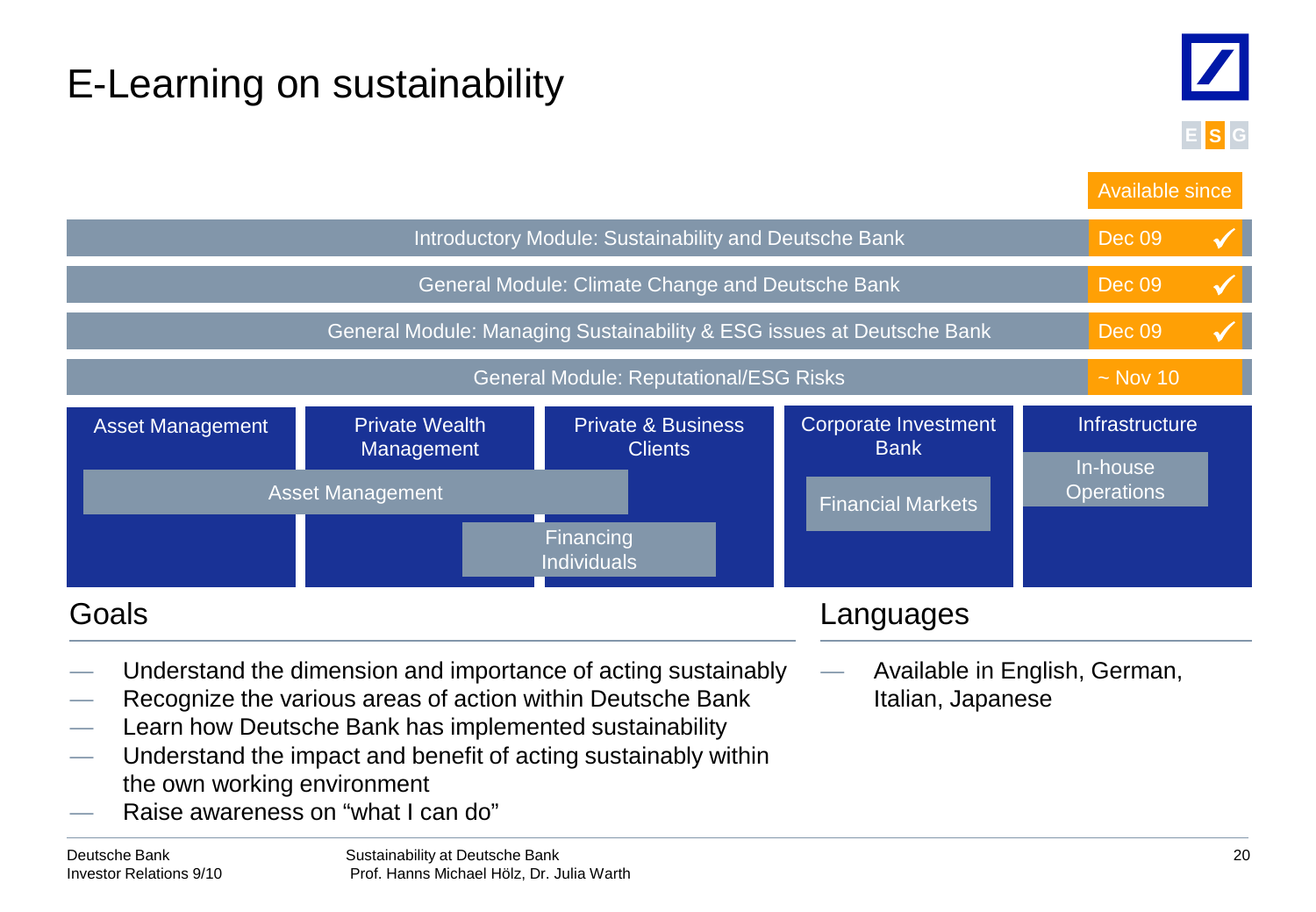# E-Learning on sustainability

E S G

| Module | Available since |
| --- | --- |
| Introductory Module: Sustainability and Deutsche Bank | Dec 09 ✓ |
| General Module: Climate Change and Deutsche Bank | Dec 09 ✓ |
| General Module: Managing Sustainability & ESG issues at Deutsche Bank | Dec 09 ✓ |
| General Module: Reputational/ESG Risks | ~ Nov 10 |

| Asset Management | Private Wealth Management | Private & Business Clients | Corporate Investment Bank | Infrastructure |
| --- | --- | --- | --- | --- |
| Asset Management | Asset Management | | Financial Markets | In-house Operations |
| | Financing Individuals | Financing Individuals | | |

## Goals

- Understand the dimension and importance of acting sustainably
- Recognize the various areas of action within Deutsche Bank
- Learn how Deutsche Bank has implemented sustainability
- Understand the impact and benefit of acting sustainably within the own working environment
- Raise awareness on "what I can do"

## Languages

- Available in English, German, Italian, Japanese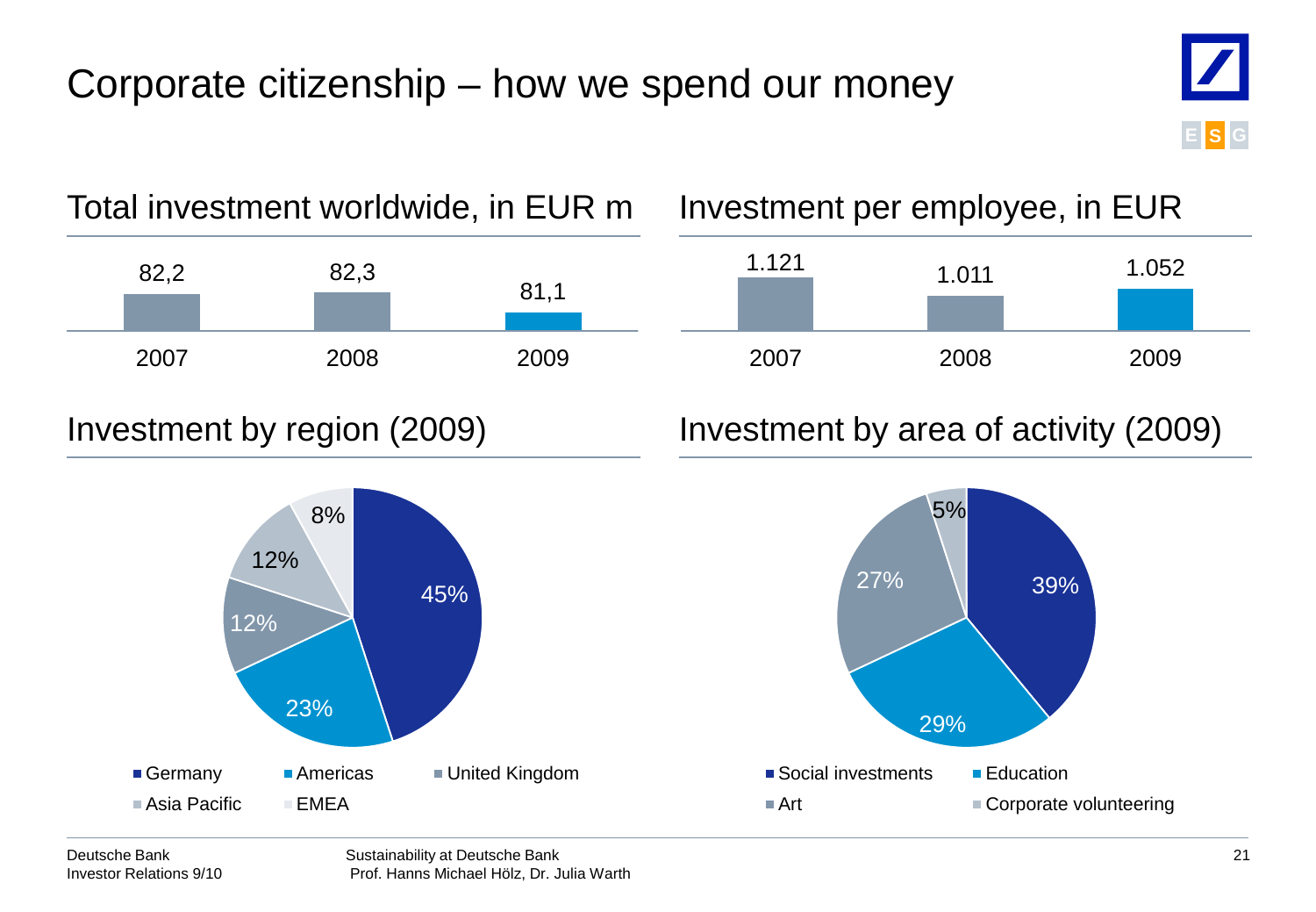# Corporate citizenship – how we spend our money

## Total investment worldwide, in EUR m

| 2007 | 2008 | 2009 |
|---|---|---|
| 82,2 | 82,3 | 81,1 |

## Investment per employee, in EUR

| 2007 | 2008 | 2009 |
|---|---|---|
| 1.121 | 1.011 | 1.052 |

## Investment by region (2009)

| Region | Share |
|---|---|
| Germany | 45% |
| Americas | 23% |
| United Kingdom | 12% |
| Asia Pacific | 12% |
| EMEA | 8% |

## Investment by area of activity (2009)

| Area of activity | Share |
|---|---|
| Social investments | 39% |
| Education | 29% |
| Art | 27% |
| Corporate volunteering | 5% |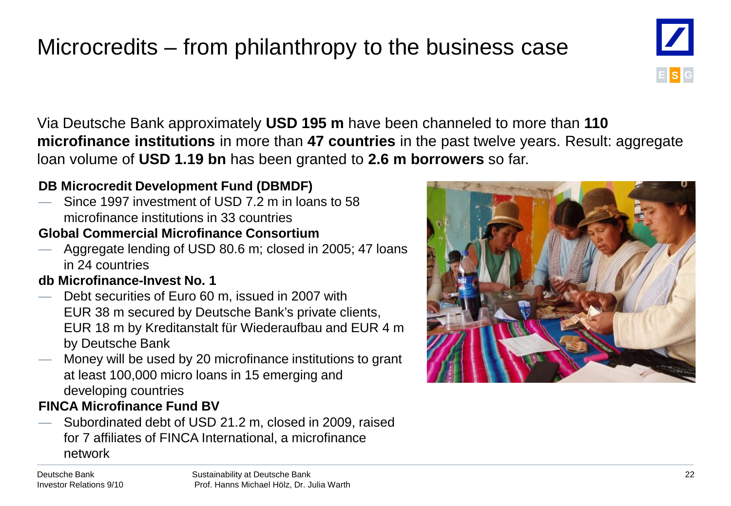# Microcredits – from philanthropy to the business case

Via Deutsche Bank approximately **USD 195 m** have been channeled to more than **110 microfinance institutions** in more than **47 countries** in the past twelve years. Result: aggregate loan volume of **USD 1.19 bn** has been granted to **2.6 m borrowers** so far.

**DB Microcredit Development Fund (DBMDF)**

- Since 1997 investment of USD 7.2 m in loans to 58 microfinance institutions in 33 countries

**Global Commercial Microfinance Consortium**

- Aggregate lending of USD 80.6 m; closed in 2005; 47 loans in 24 countries

**db Microfinance-Invest No. 1**

- Debt securities of Euro 60 m, issued in 2007 with EUR 38 m secured by Deutsche Bank's private clients, EUR 18 m by Kreditanstalt für Wiederaufbau and EUR 4 m by Deutsche Bank
- Money will be used by 20 microfinance institutions to grant at least 100,000 micro loans in 15 emerging and developing countries

**FINCA Microfinance Fund BV**

- Subordinated debt of USD 21.2 m, closed in 2009, raised for 7 affiliates of FINCA International, a microfinance network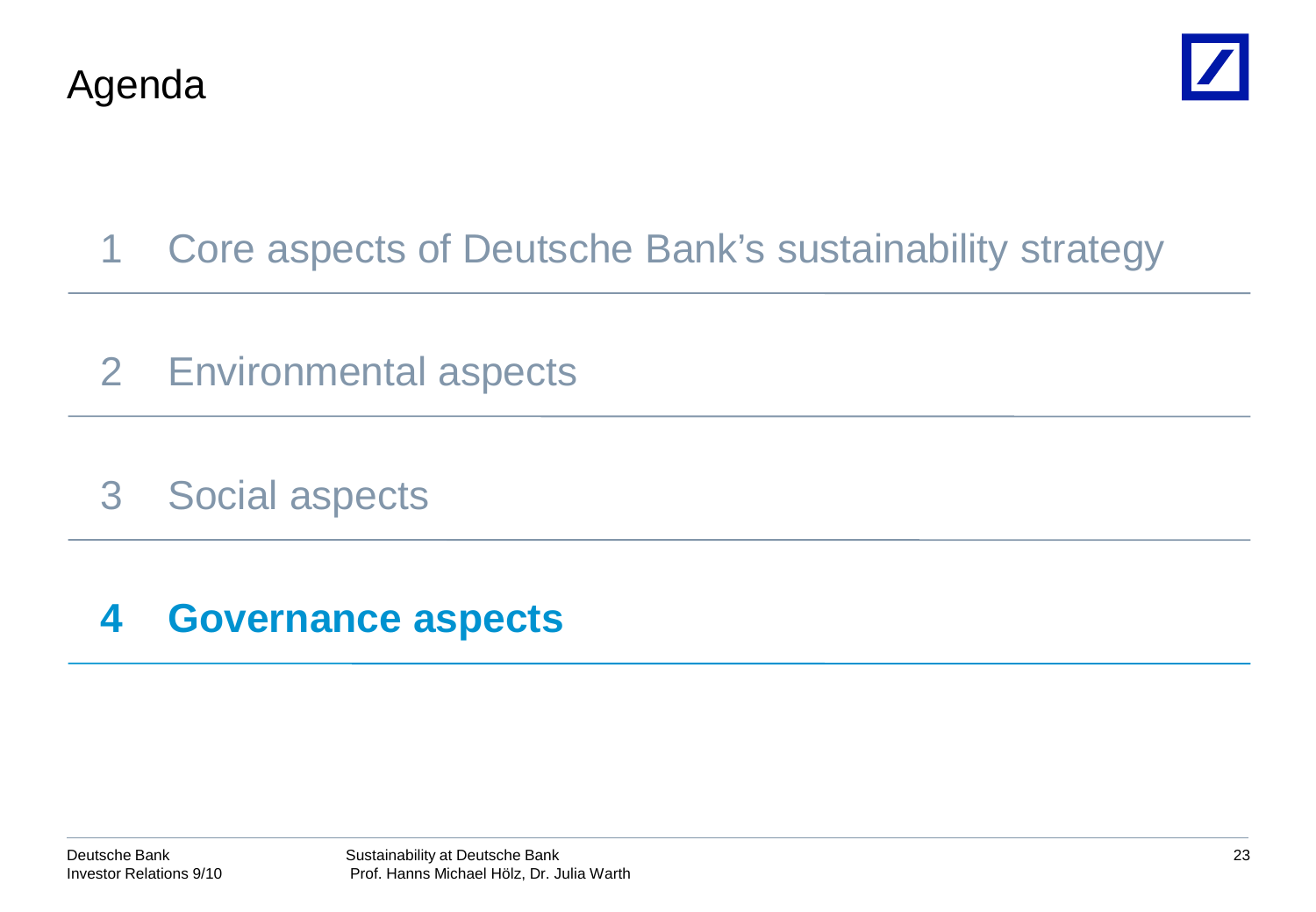# Agenda

1 Core aspects of Deutsche Bank's sustainability strategy

2 Environmental aspects

3 Social aspects

**4 Governance aspects**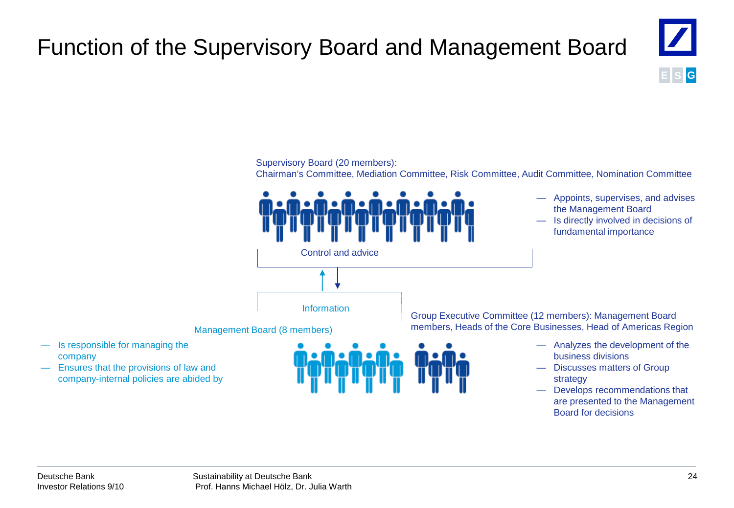# Function of the Supervisory Board and Management Board

Supervisory Board (20 members):
Chairman's Committee, Mediation Committee, Risk Committee, Audit Committee, Nomination Committee

- Appoints, supervises, and advises the Management Board
- Is directly involved in decisions of fundamental importance

Control and advice

Information

Management Board (8 members)

- Is responsible for managing the company
- Ensures that the provisions of law and company-internal policies are abided by

Group Executive Committee (12 members): Management Board members, Heads of the Core Businesses, Head of Americas Region

- Analyzes the development of the business divisions
- Discusses matters of Group strategy
- Develops recommendations that are presented to the Management Board for decisions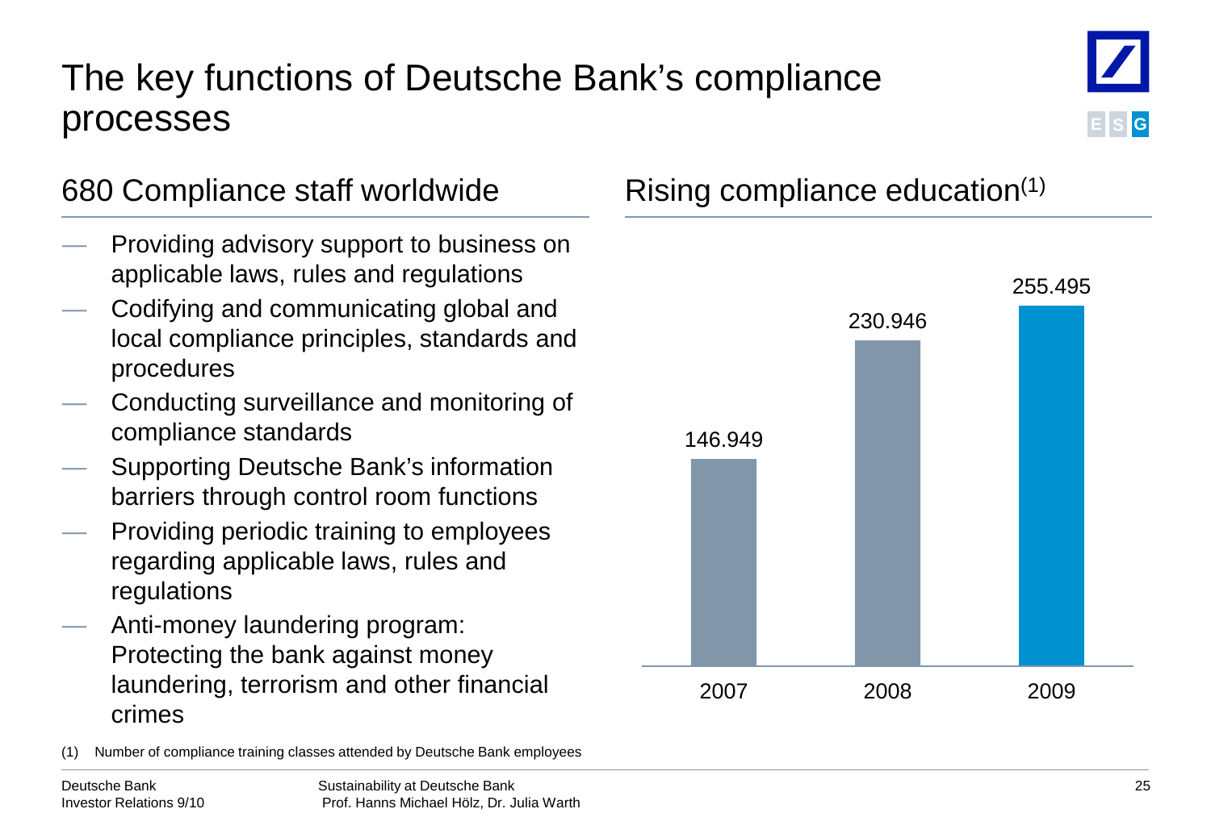# The key functions of Deutsche Bank's compliance processes

## 680 Compliance staff worldwide

- Providing advisory support to business on applicable laws, rules and regulations
- Codifying and communicating global and local compliance principles, standards and procedures
- Conducting surveillance and monitoring of compliance standards
- Supporting Deutsche Bank's information barriers through control room functions
- Providing periodic training to employees regarding applicable laws, rules and regulations
- Anti-money laundering program: Protecting the bank against money laundering, terrorism and other financial crimes

## Rising compliance education(1)

| Year | Value |
|---|---|
| 2007 | 146.949 |
| 2008 | 230.946 |
| 2009 | 255.495 |

(1) Number of compliance training classes attended by Deutsche Bank employees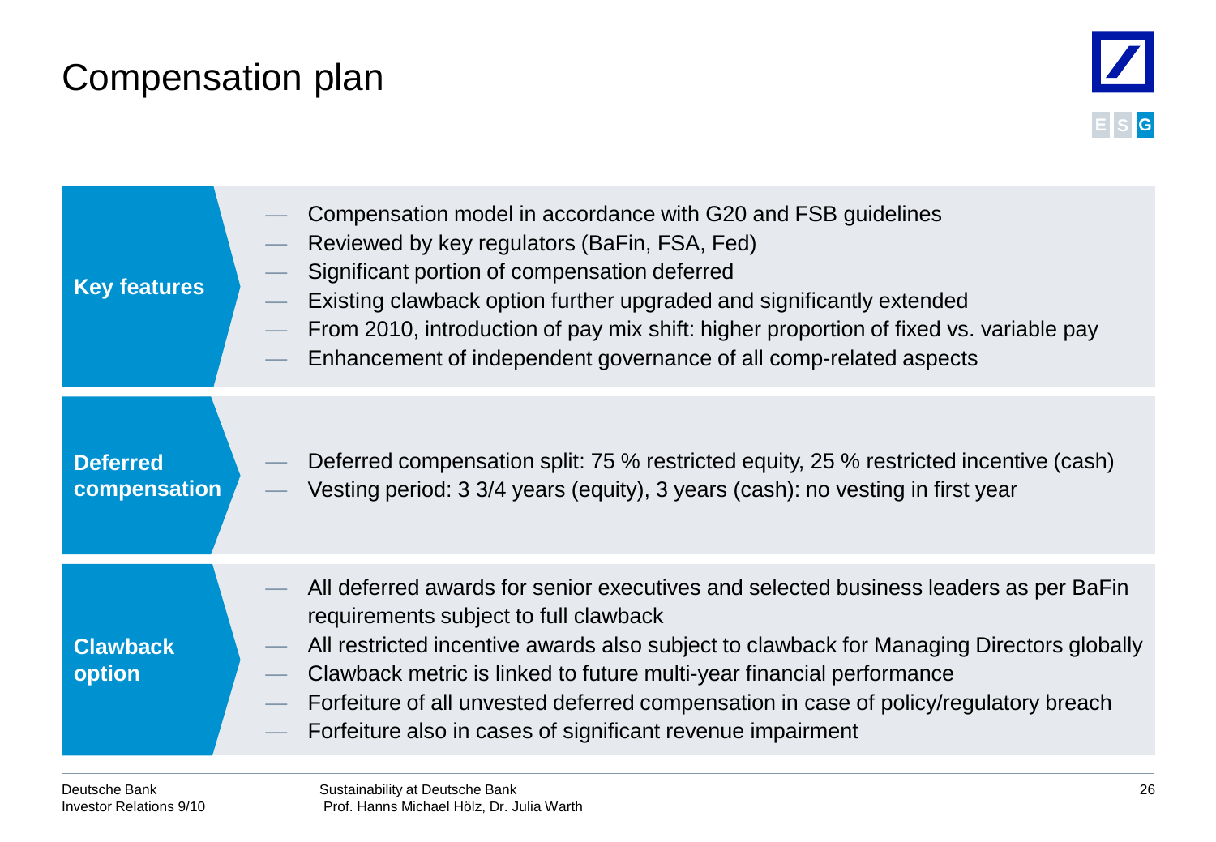# Compensation plan

**Key features**

- Compensation model in accordance with G20 and FSB guidelines
- Reviewed by key regulators (BaFin, FSA, Fed)
- Significant portion of compensation deferred
- Existing clawback option further upgraded and significantly extended
- From 2010, introduction of pay mix shift: higher proportion of fixed vs. variable pay
- Enhancement of independent governance of all comp-related aspects

**Deferred compensation**

- Deferred compensation split: 75 % restricted equity, 25 % restricted incentive (cash)
- Vesting period: 3 3/4 years (equity), 3 years (cash): no vesting in first year

**Clawback option**

- All deferred awards for senior executives and selected business leaders as per BaFin requirements subject to full clawback
- All restricted incentive awards also subject to clawback for Managing Directors globally
- Clawback metric is linked to future multi-year financial performance
- Forfeiture of all unvested deferred compensation in case of policy/regulatory breach
- Forfeiture also in cases of significant revenue impairment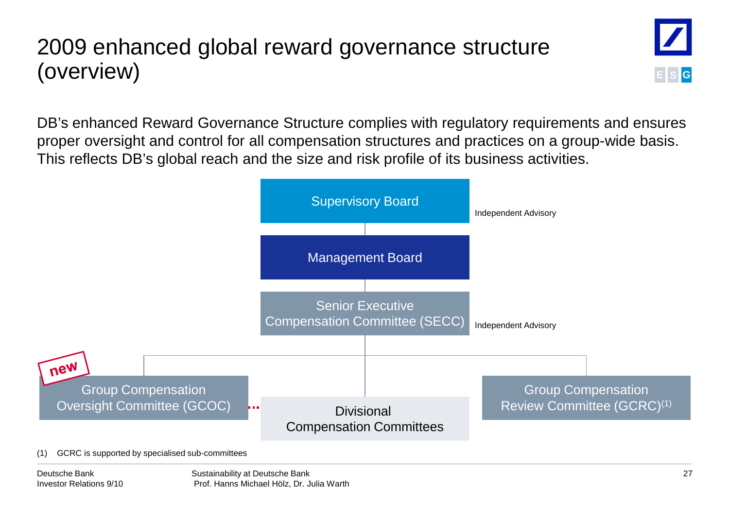# 2009 enhanced global reward governance structure (overview)

DB's enhanced Reward Governance Structure complies with regulatory requirements and ensures proper oversight and control for all compensation structures and practices on a group-wide basis. This reflects DB's global reach and the size and risk profile of its business activities.

- Supervisory Board — Independent Advisory
- Management Board
- Senior Executive Compensation Committee (SECC) — Independent Advisory
  - Group Compensation Oversight Committee (GCOC) — new
  - Divisional Compensation Committees
  - Group Compensation Review Committee (GCRC)[1]

(1) GCRC is supported by specialised sub-committees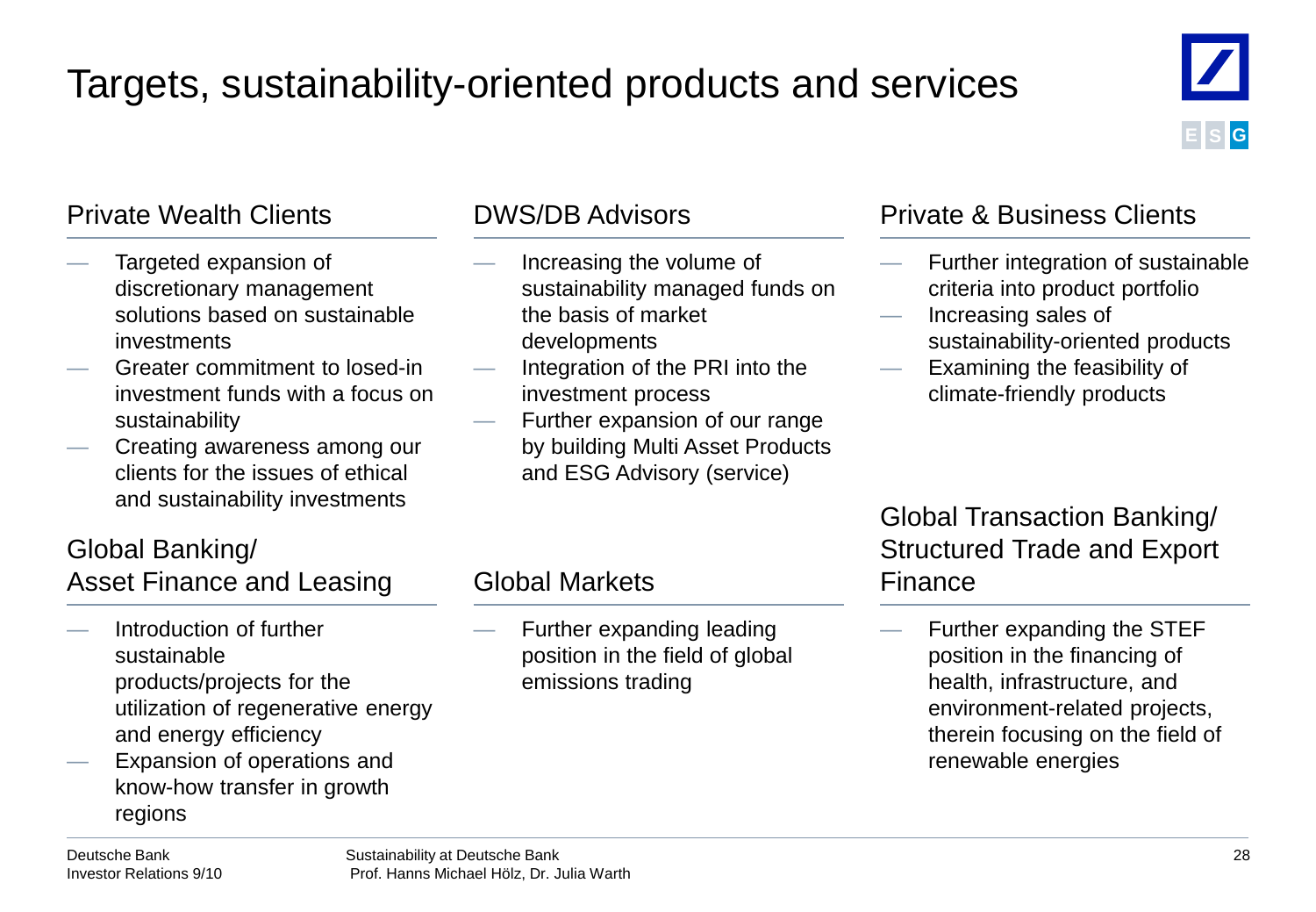# Targets, sustainability-oriented products and services

## Private Wealth Clients

- Targeted expansion of discretionary management solutions based on sustainable investments
- Greater commitment to losed-in investment funds with a focus on sustainability
- Creating awareness among our clients for the issues of ethical and sustainability investments

## DWS/DB Advisors

- Increasing the volume of sustainability managed funds on the basis of market developments
- Integration of the PRI into the investment process
- Further expansion of our range by building Multi Asset Products and ESG Advisory (service)

## Private & Business Clients

- Further integration of sustainable criteria into product portfolio
- Increasing sales of sustainability-oriented products
- Examining the feasibility of climate-friendly products

## Global Banking/ Asset Finance and Leasing

- Introduction of further sustainable products/projects for the utilization of regenerative energy and energy efficiency
- Expansion of operations and know-how transfer in growth regions

## Global Markets

- Further expanding leading position in the field of global emissions trading

## Global Transaction Banking/ Structured Trade and Export Finance

- Further expanding the STEF position in the financing of health, infrastructure, and environment-related projects, therein focusing on the field of renewable energies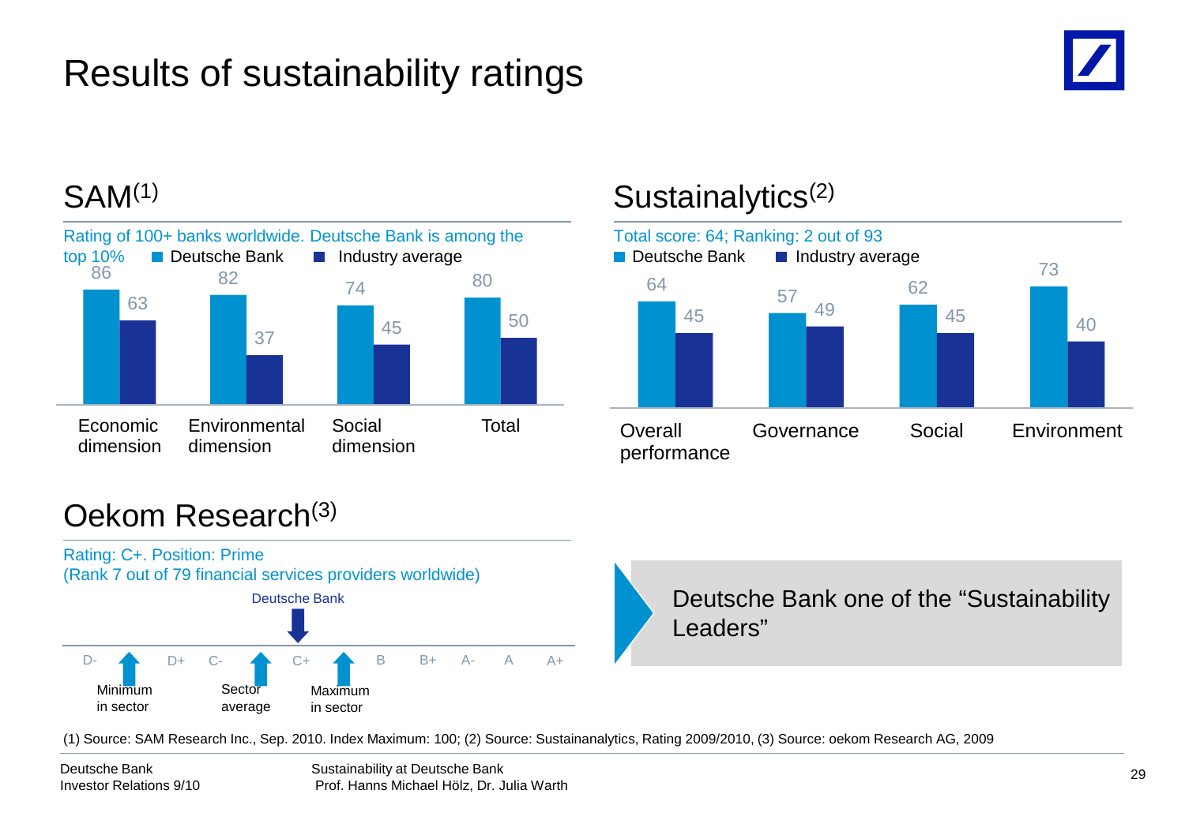# Results of sustainability ratings

## SAM[1]

Rating of 100+ banks worldwide. Deutsche Bank is among the top 10%

| | Deutsche Bank | Industry average |
|---|---|---|
| Economic dimension | 86 | 63 |
| Environmental dimension | 82 | 37 |
| Social dimension | 74 | 45 |
| Total | 80 | 50 |

## Sustainalytics[2]

Total score: 64; Ranking: 2 out of 93

| | Deutsche Bank | Industry average |
|---|---|---|
| Overall performance | 64 | 45 |
| Governance | 57 | 49 |
| Social | 62 | 45 |
| Environment | 73 | 40 |

## Oekom Research[3]

Rating: C+. Position: Prime
(Rank 7 out of 79 financial services providers worldwide)

Scale: D-, D+, C-, C+, B, B+, A-, A, A+

- Deutsche Bank: C+
- Minimum in sector: between D- and D+
- Sector average: between C- and C+
- Maximum in sector: between C+ and B

Deutsche Bank one of the "Sustainability Leaders"

(1) Source: SAM Research Inc., Sep. 2010. Index Maximum: 100; (2) Source: Sustainanalytics, Rating 2009/2010, (3) Source: oekom Research AG, 2009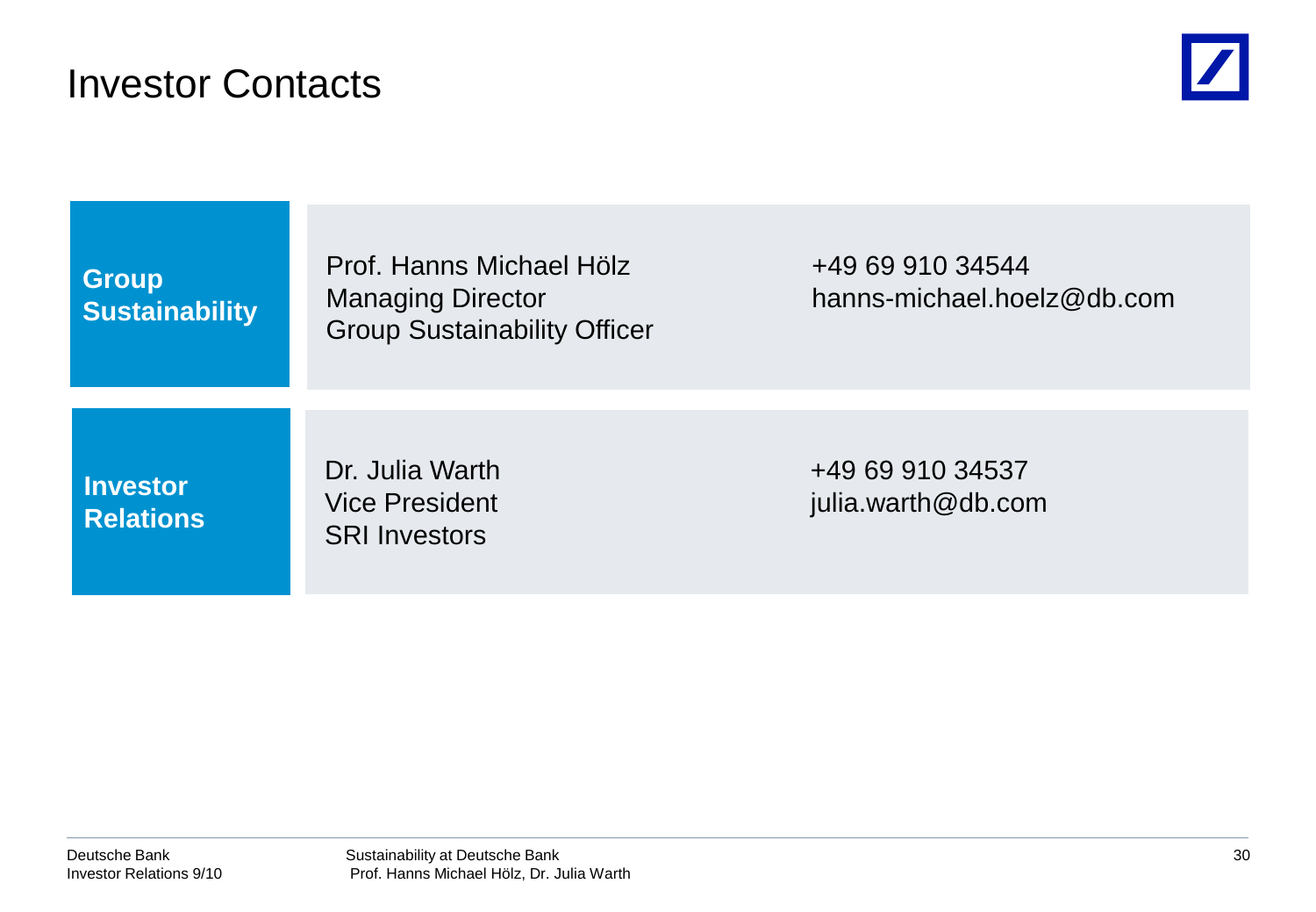# Investor Contacts

| | | |
|---|---|---|
| **Group Sustainability** | Prof. Hanns Michael Hölz<br>Managing Director<br>Group Sustainability Officer | +49 69 910 34544<br>hanns-michael.hoelz@db.com |
| **Investor Relations** | Dr. Julia Warth<br>Vice President<br>SRI Investors | +49 69 910 34537<br>julia.warth@db.com |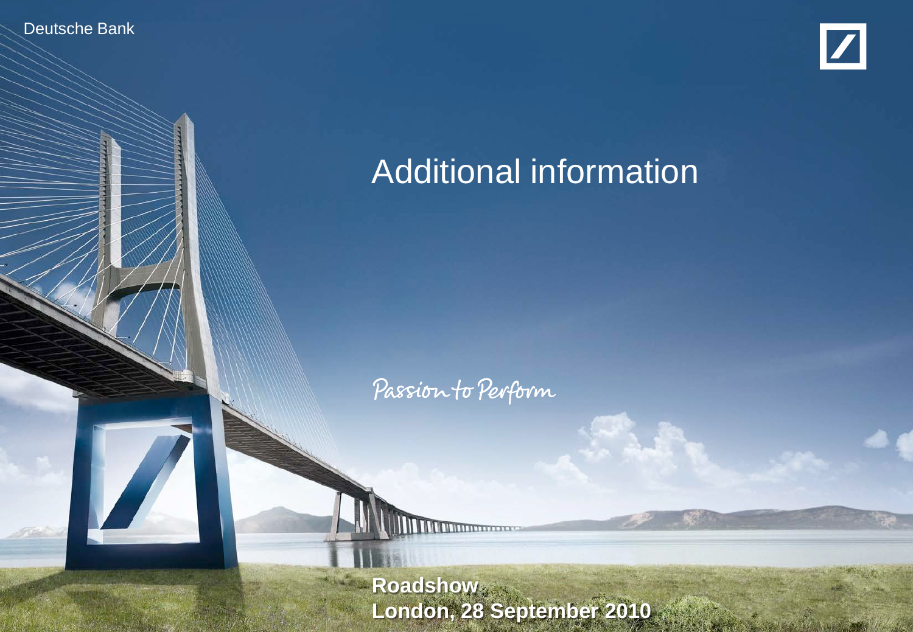Deutsche Bank

# Additional information

Passion to Perform

**Roadshow**
**London, 28 September 2010**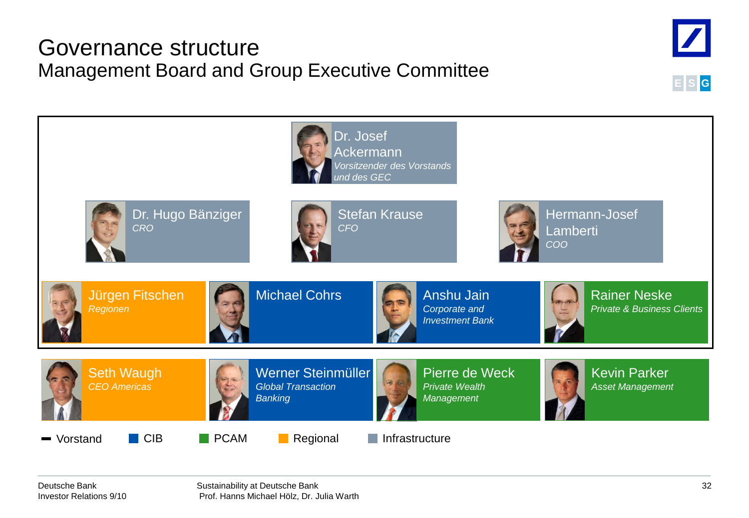# Governance structure

## Management Board and Group Executive Committee

**Dr. Josef Ackermann**
*Vorsitzender des Vorstands und des GEC*

**Dr. Hugo Bänziger**
*CRO*

**Stefan Krause**
*CFO*

**Hermann-Josef Lamberti**
*COO*

**Jürgen Fitschen**
*Regionen*

**Michael Cohrs**

**Anshu Jain**
*Corporate and Investment Bank*

**Rainer Neske**
*Private & Business Clients*

**Seth Waugh**
*CEO Americas*

**Werner Steinmüller**
*Global Transaction Banking*

**Pierre de Weck**
*Private Wealth Management*

**Kevin Parker**
*Asset Management*

Legend: Vorstand | CIB | PCAM | Regional | Infrastructure

Deutsche Bank
Investor Relations 9/10

Sustainability at Deutsche Bank
Prof. Hanns Michael Hölz, Dr. Julia Warth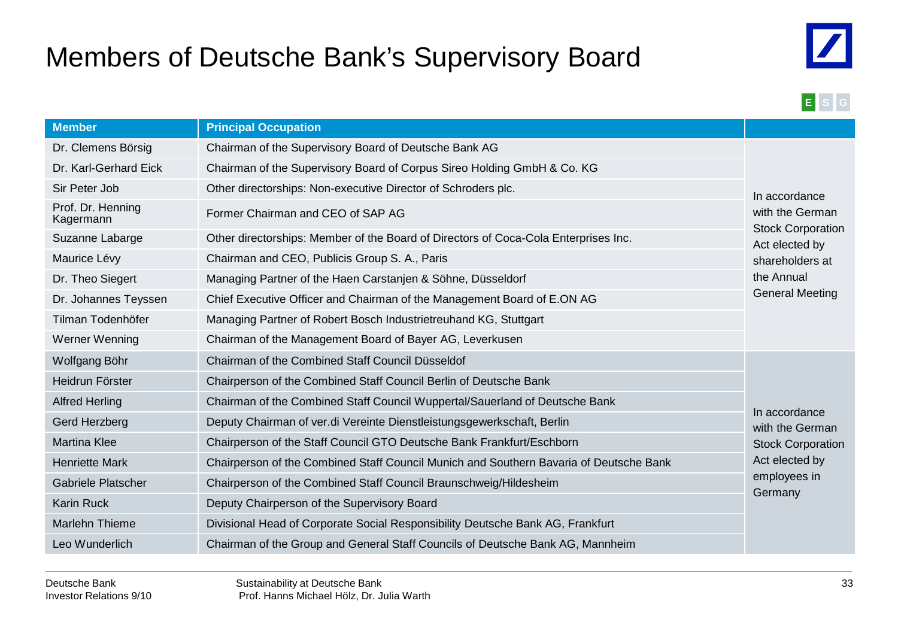# Members of Deutsche Bank's Supervisory Board

E S G

| Member | Principal Occupation | |
|---|---|---|
| Dr. Clemens Börsig | Chairman of the Supervisory Board of Deutsche Bank AG | In accordance with the German Stock Corporation Act elected by shareholders at the Annual General Meeting |
| Dr. Karl-Gerhard Eick | Chairman of the Supervisory Board of Corpus Sireo Holding GmbH & Co. KG | |
| Sir Peter Job | Other directorships: Non-executive Director of Schroders plc. | |
| Prof. Dr. Henning Kagermann | Former Chairman and CEO of SAP AG | |
| Suzanne Labarge | Other directorships: Member of the Board of Directors of Coca-Cola Enterprises Inc. | |
| Maurice Lévy | Chairman and CEO, Publicis Group S. A., Paris | |
| Dr. Theo Siegert | Managing Partner of the Haen Carstanjen & Söhne, Düsseldorf | |
| Dr. Johannes Teyssen | Chief Executive Officer and Chairman of the Management Board of E.ON AG | |
| Tilman Todenhöfer | Managing Partner of Robert Bosch Industrietreuhand KG, Stuttgart | |
| Werner Wenning | Chairman of the Management Board of Bayer AG, Leverkusen | |
| Wolfgang Böhr | Chairman of the Combined Staff Council Düsseldof | In accordance with the German Stock Corporation Act elected by employees in Germany |
| Heidrun Förster | Chairperson of the Combined Staff Council Berlin of Deutsche Bank | |
| Alfred Herling | Chairman of the Combined Staff Council Wuppertal/Sauerland of Deutsche Bank | |
| Gerd Herzberg | Deputy Chairman of ver.di Vereinte Dienstleistungsgewerkschaft, Berlin | |
| Martina Klee | Chairperson of the Staff Council GTO Deutsche Bank Frankfurt/Eschborn | |
| Henriette Mark | Chairperson of the Combined Staff Council Munich and Southern Bavaria of Deutsche Bank | |
| Gabriele Platscher | Chairperson of the Combined Staff Council Braunschweig/Hildesheim | |
| Karin Ruck | Deputy Chairperson of the Supervisory Board | |
| Marlehn Thieme | Divisional Head of Corporate Social Responsibility Deutsche Bank AG, Frankfurt | |
| Leo Wunderlich | Chairman of the Group and General Staff Councils of Deutsche Bank AG, Mannheim | |

Deutsche Bank
Investor Relations 9/10

Sustainability at Deutsche Bank
Prof. Hanns Michael Hölz, Dr. Julia Warth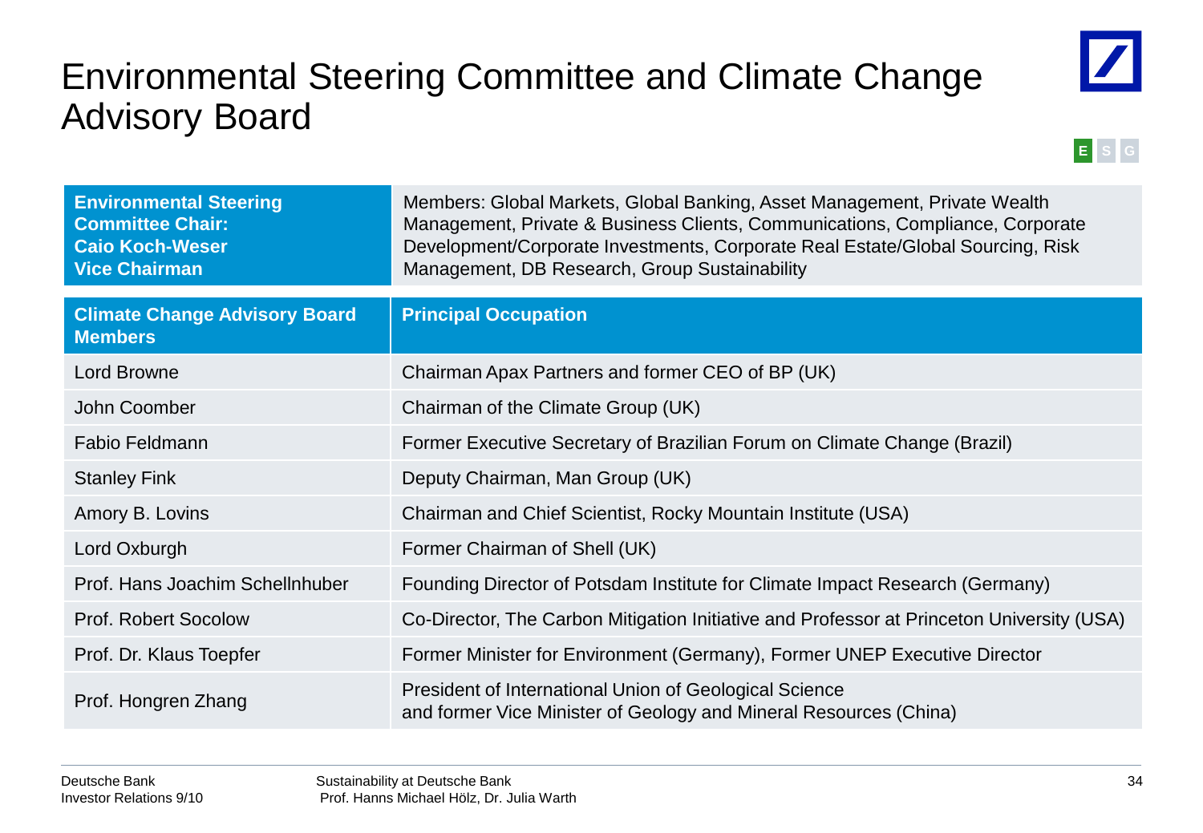# Environmental Steering Committee and Climate Change Advisory Board

E S G

| **Environmental Steering Committee Chair: Caio Koch-Weser Vice Chairman** | Members: Global Markets, Global Banking, Asset Management, Private Wealth Management, Private & Business Clients, Communications, Compliance, Corporate Development/Corporate Investments, Corporate Real Estate/Global Sourcing, Risk Management, DB Research, Group Sustainability |
|---|---|

| Climate Change Advisory Board Members | Principal Occupation |
|---|---|
| Lord Browne | Chairman Apax Partners and former CEO of BP (UK) |
| John Coomber | Chairman of the Climate Group (UK) |
| Fabio Feldmann | Former Executive Secretary of Brazilian Forum on Climate Change (Brazil) |
| Stanley Fink | Deputy Chairman, Man Group (UK) |
| Amory B. Lovins | Chairman and Chief Scientist, Rocky Mountain Institute (USA) |
| Lord Oxburgh | Former Chairman of Shell (UK) |
| Prof. Hans Joachim Schellnhuber | Founding Director of Potsdam Institute for Climate Impact Research (Germany) |
| Prof. Robert Socolow | Co-Director, The Carbon Mitigation Initiative and Professor at Princeton University (USA) |
| Prof. Dr. Klaus Toepfer | Former Minister for Environment (Germany), Former UNEP Executive Director |
| Prof. Hongren Zhang | President of International Union of Geological Science and former Vice Minister of Geology and Mineral Resources (China) |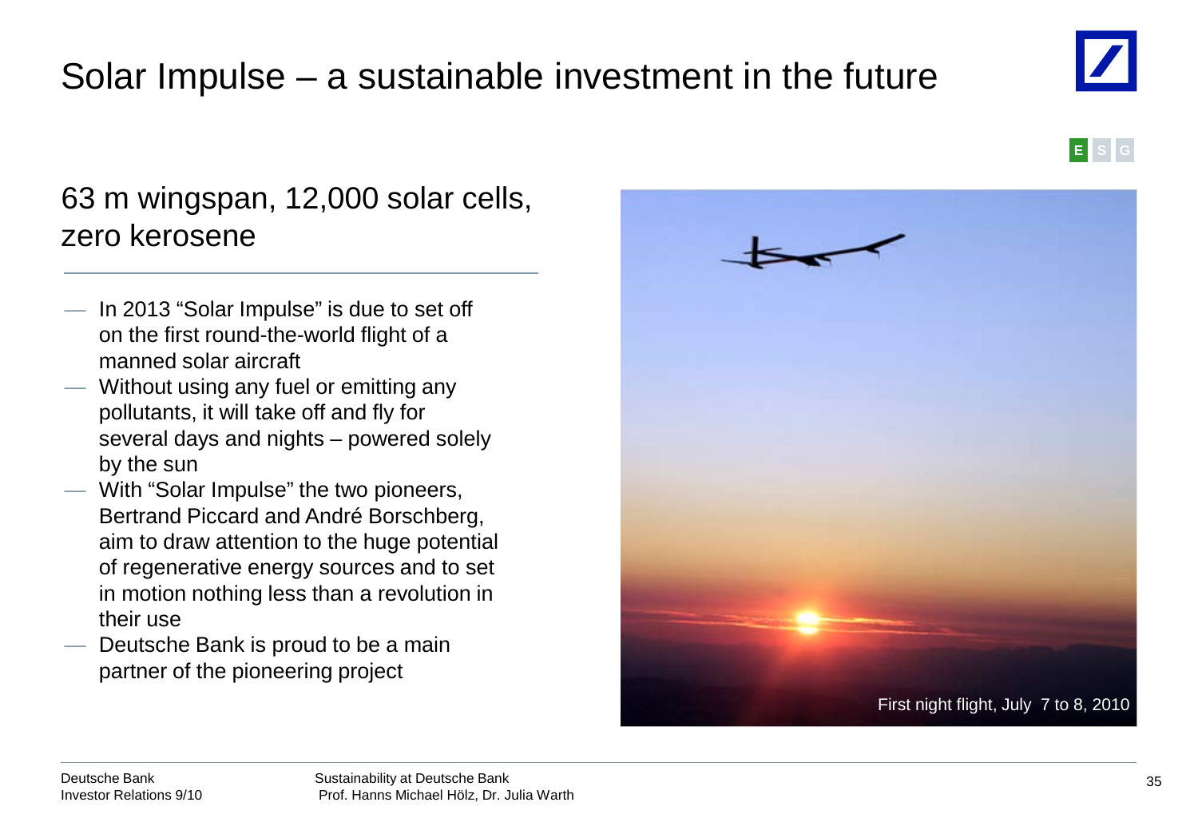# Solar Impulse – a sustainable investment in the future

E S G

## 63 m wingspan, 12,000 solar cells, zero kerosene

- In 2013 "Solar Impulse" is due to set off on the first round-the-world flight of a manned solar aircraft
- Without using any fuel or emitting any pollutants, it will take off and fly for several days and nights – powered solely by the sun
- With "Solar Impulse" the two pioneers, Bertrand Piccard and André Borschberg, aim to draw attention to the huge potential of regenerative energy sources and to set in motion nothing less than a revolution in their use
- Deutsche Bank is proud to be a main partner of the pioneering project

First night flight, July 7 to 8, 2010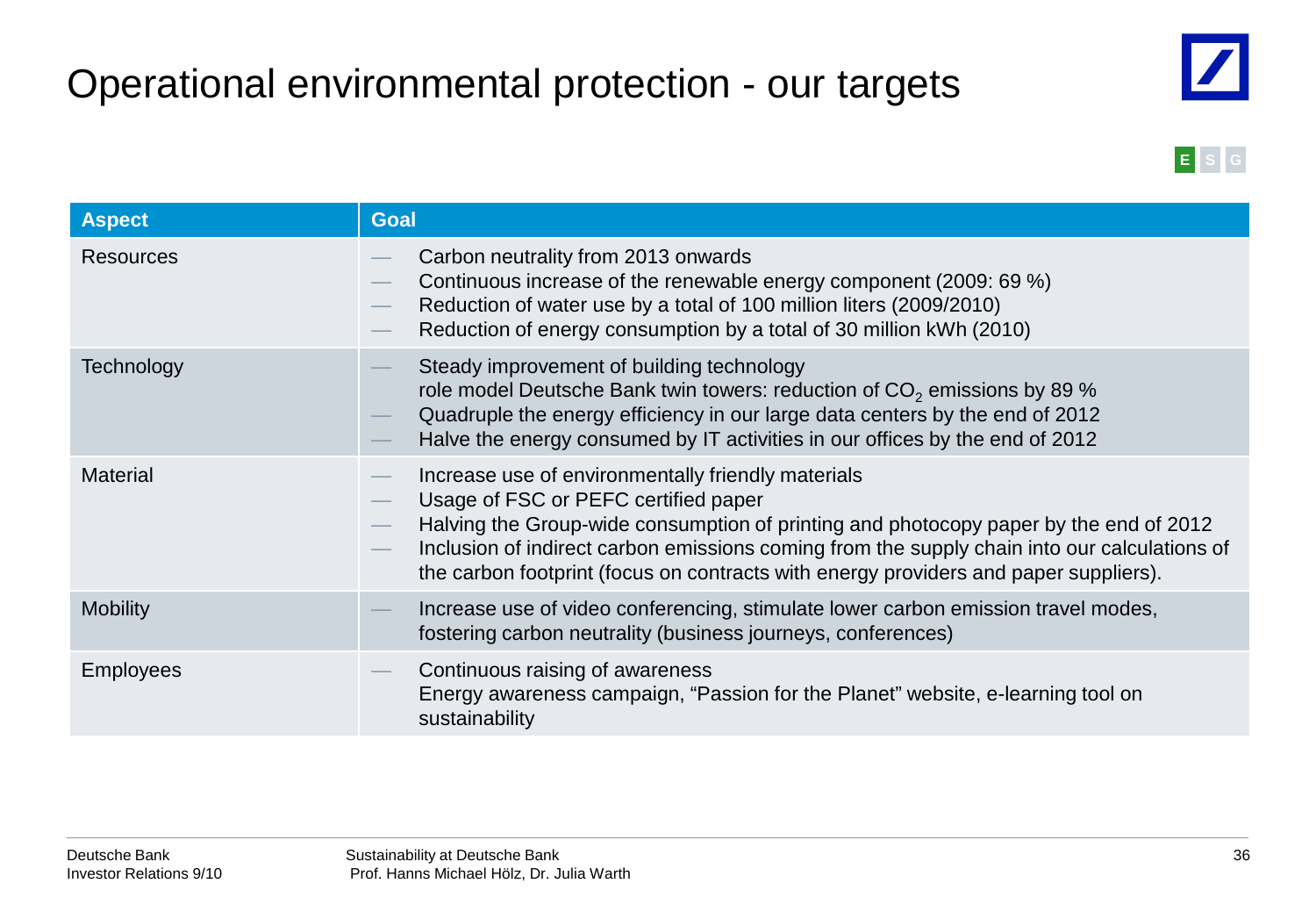# Operational environmental protection - our targets

E S G

| Aspect | Goal |
|---|---|
| Resources | — Carbon neutrality from 2013 onwards<br>— Continuous increase of the renewable energy component (2009: 69 %)<br>— Reduction of water use by a total of 100 million liters (2009/2010)<br>— Reduction of energy consumption by a total of 30 million kWh (2010) |
| Technology | — Steady improvement of building technology<br>role model Deutsche Bank twin towers: reduction of $CO_2$ emissions by 89 %<br>— Quadruple the energy efficiency in our large data centers by the end of 2012<br>— Halve the energy consumed by IT activities in our offices by the end of 2012 |
| Material | — Increase use of environmentally friendly materials<br>— Usage of FSC or PEFC certified paper<br>— Halving the Group-wide consumption of printing and photocopy paper by the end of 2012<br>— Inclusion of indirect carbon emissions coming from the supply chain into our calculations of the carbon footprint (focus on contracts with energy providers and paper suppliers). |
| Mobility | — Increase use of video conferencing, stimulate lower carbon emission travel modes, fostering carbon neutrality (business journeys, conferences) |
| Employees | — Continuous raising of awareness<br>Energy awareness campaign, “Passion for the Planet” website, e-learning tool on sustainability |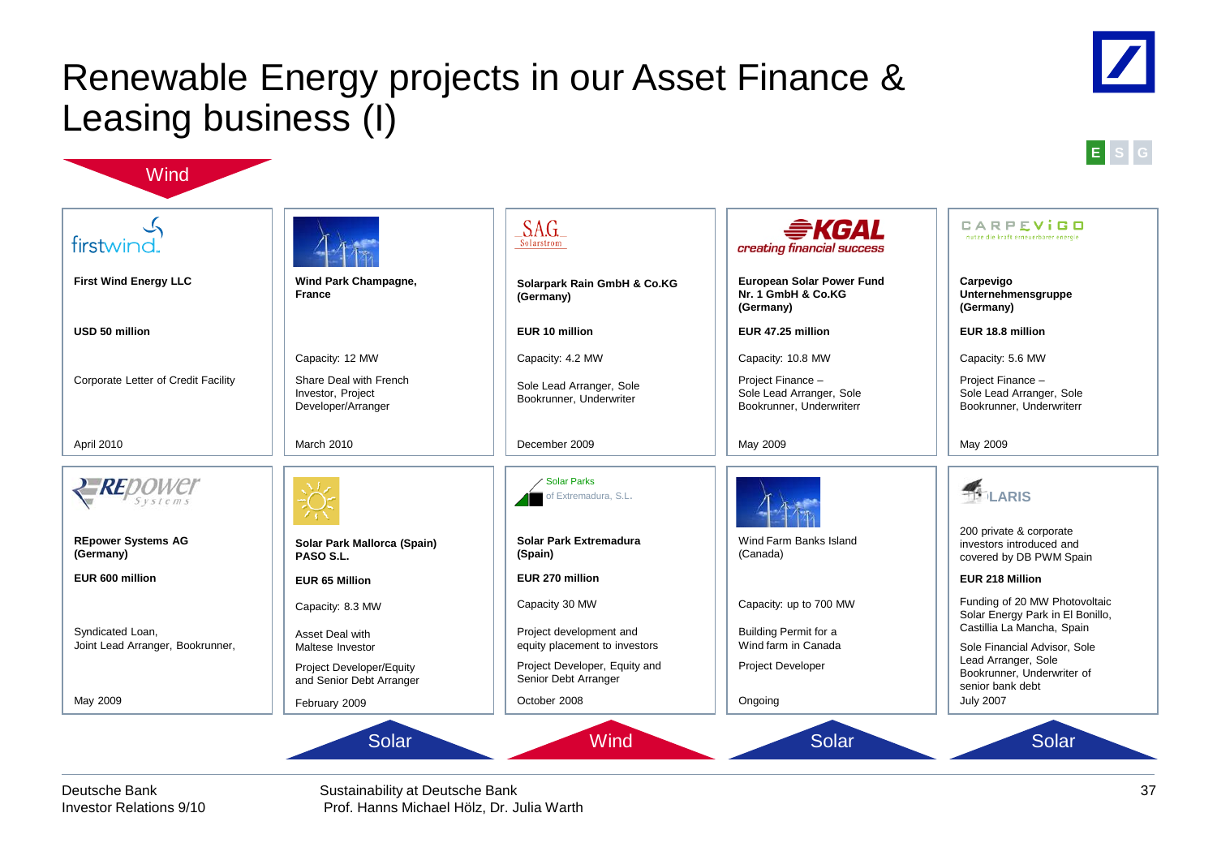# Renewable Energy projects in our Asset Finance & Leasing business (I)

E S G

**Wind**

| firstwind | Wind Park Champagne | SAG Solarstrom | KGAL creating financial success | CARPEVIGO nutze die kraft erneuerbarer energie |
|---|---|---|---|---|
| **First Wind Energy LLC** | **Wind Park Champagne, France** | **Solarpark Rain GmbH & Co.KG (Germany)** | **European Solar Power Fund Nr. 1 GmbH & Co.KG (Germany)** | **Carpevigo Unternehmensgruppe (Germany)** |
| **USD 50 million** | | **EUR 10 million** | **EUR 47.25 million** | **EUR 18.8 million** |
| | Capacity: 12 MW | Capacity: 4.2 MW | Capacity: 10.8 MW | Capacity: 5.6 MW |
| Corporate Letter of Credit Facility | Share Deal with French Investor, Project Developer/Arranger | Sole Lead Arranger, Sole Bookrunner, Underwriter | Project Finance – Sole Lead Arranger, Sole Bookrunner, Underwriterr | Project Finance – Sole Lead Arranger, Sole Bookrunner, Underwriterr |
| April 2010 | March 2010 | December 2009 | May 2009 | May 2009 |

| REpower Systems | Solar Park Mallorca | Solar Parks of Extremadura, S.L. | Wind Farm Banks Island | LARIS |
|---|---|---|---|---|
| **REpower Systems AG (Germany)** | **Solar Park Mallorca (Spain) PASO S.L.** | **Solar Park Extremadura (Spain)** | Wind Farm Banks Island (Canada) | 200 private & corporate investors introduced and covered by DB PWM Spain |
| **EUR 600 million** | **EUR 65 Million** | **EUR 270 million** | | **EUR 218 Million** |
| | Capacity: 8.3 MW | Capacity 30 MW | Capacity: up to 700 MW | Funding of 20 MW Photovoltaic Solar Energy Park in El Bonillo, Castillia La Mancha, Spain |
| Syndicated Loan, Joint Lead Arranger, Bookrunner, | Asset Deal with Maltese Investor<br>Project Developer/Equity and Senior Debt Arranger | Project development and equity placement to investors<br>Project Developer, Equity and Senior Debt Arranger | Building Permit for a Wind farm in Canada<br>Project Developer | Sole Financial Advisor, Sole Lead Arranger, Sole Bookrunner, Underwriter of senior bank debt |
| May 2009 | February 2009 | October 2008 | Ongoing | July 2007 |
| | **Solar** | **Wind** | **Solar** | **Solar** |

Deutsche Bank
Investor Relations 9/10

Sustainability at Deutsche Bank
Prof. Hanns Michael Hölz, Dr. Julia Warth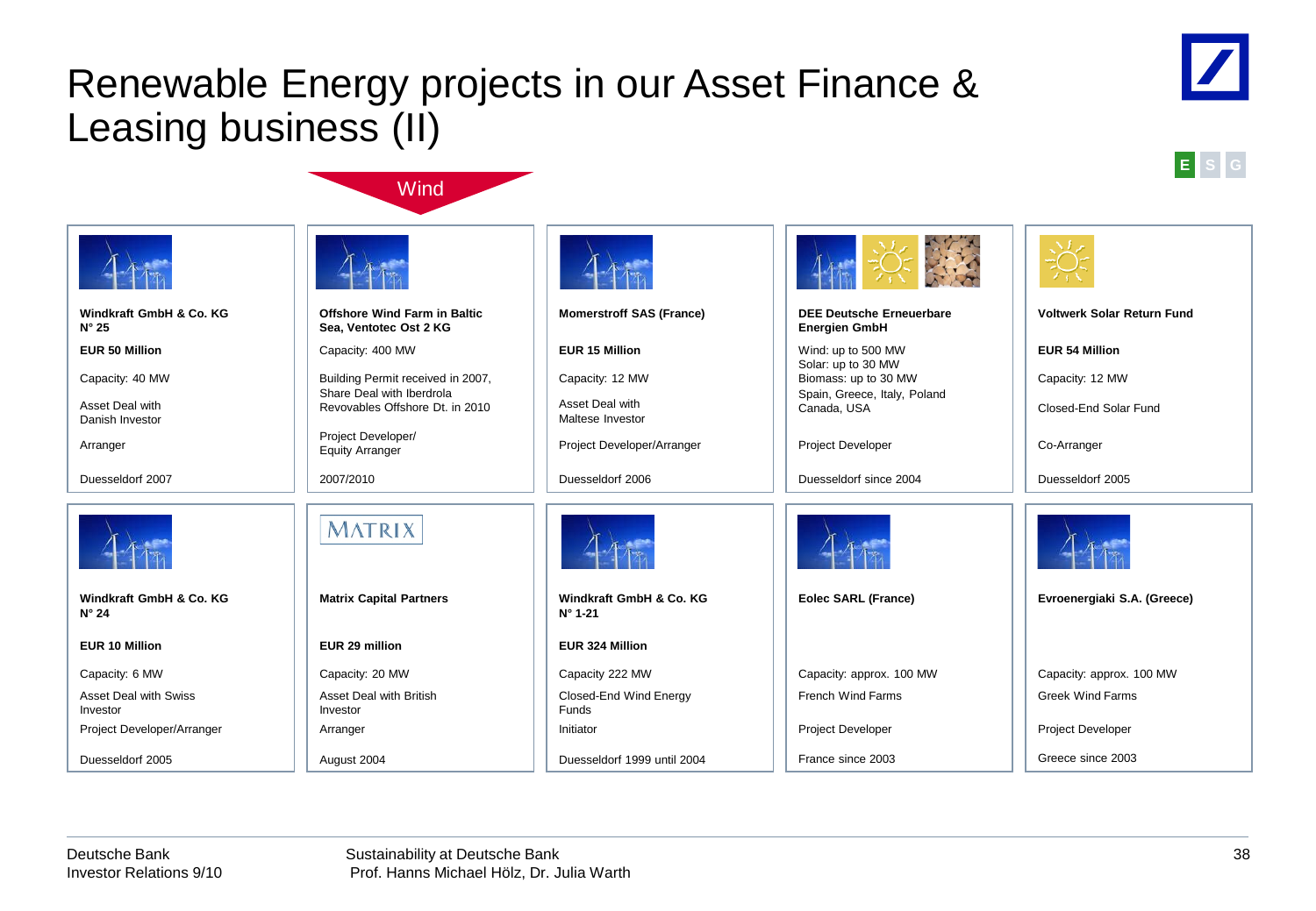# Renewable Energy projects in our Asset Finance & Leasing business (II)

E S G

**Wind**

| | | | | |
|---|---|---|---|---|
| **Windkraft GmbH & Co. KG N° 25**<br>**EUR 50 Million**<br>Capacity: 40 MW<br>Asset Deal with Danish Investor<br>Arranger<br>Duesseldorf 2007 | **Offshore Wind Farm in Baltic Sea, Ventotec Ost 2 KG**<br>Capacity: 400 MW<br>Building Permit received in 2007, Share Deal with Iberdrola Revovables Offshore Dt. in 2010<br>Project Developer/ Equity Arranger<br>2007/2010 | **Momerstroff SAS (France)**<br>**EUR 15 Million**<br>Capacity: 12 MW<br>Asset Deal with Maltese Investor<br>Project Developer/Arranger<br>Duesseldorf 2006 | **DEE Deutsche Erneuerbare Energien GmbH**<br>Wind: up to 500 MW<br>Solar: up to 30 MW<br>Biomass: up to 30 MW<br>Spain, Greece, Italy, Poland Canada, USA<br>Project Developer<br>Duesseldorf since 2004 | **Voltwerk Solar Return Fund**<br>**EUR 54 Million**<br>Capacity: 12 MW<br>Closed-End Solar Fund<br>Co-Arranger<br>Duesseldorf 2005 |
| **Windkraft GmbH & Co. KG N° 24**<br>**EUR 10 Million**<br>Capacity: 6 MW<br>Asset Deal with Swiss Investor<br>Project Developer/Arranger<br>Duesseldorf 2005 | MATRIX<br>**Matrix Capital Partners**<br>**EUR 29 million**<br>Capacity: 20 MW<br>Asset Deal with British Investor<br>Arranger<br>August 2004 | **Windkraft GmbH & Co. KG N° 1-21**<br>**EUR 324 Million**<br>Capacity 222 MW<br>Closed-End Wind Energy Funds<br>Initiator<br>Duesseldorf 1999 until 2004 | **Eolec SARL (France)**<br>Capacity: approx. 100 MW<br>French Wind Farms<br>Project Developer<br>France since 2003 | **Evroenergiaki S.A. (Greece)**<br>Capacity: approx. 100 MW<br>Greek Wind Farms<br>Project Developer<br>Greece since 2003 |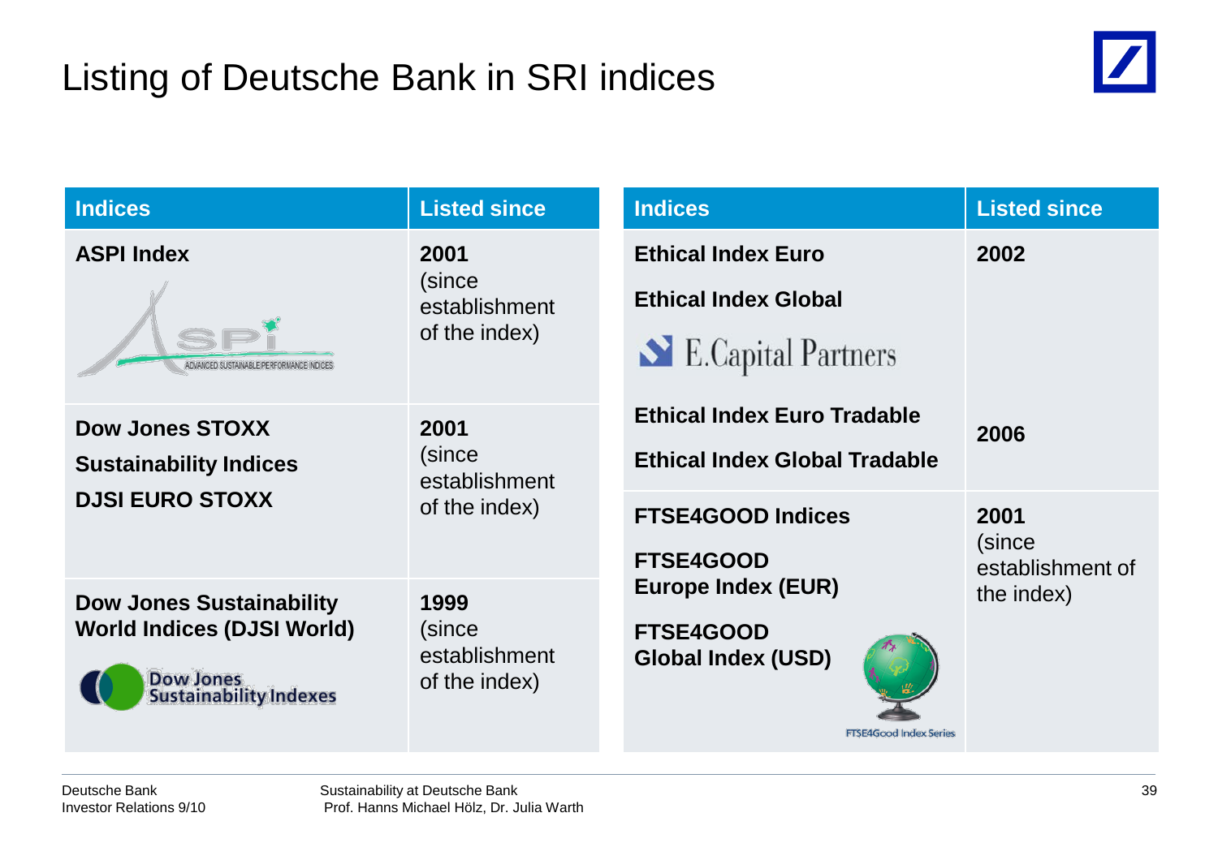# Listing of Deutsche Bank in SRI indices

| Indices | Listed since |
|---|---|
| **ASPI Index** | **2001** (since establishment of the index) |
| **Dow Jones STOXX Sustainability Indices** **DJSI EURO STOXX** | **2001** (since establishment of the index) |
| **Dow Jones Sustainability World Indices (DJSI World)** | **1999** (since establishment of the index) |

| Indices | Listed since |
|---|---|
| **Ethical Index Euro** **Ethical Index Global** (E.Capital Partners) | **2002** |
| **Ethical Index Euro Tradable** **Ethical Index Global Tradable** | **2006** |
| **FTSE4GOOD Indices** **FTSE4GOOD Europe Index (EUR)** **FTSE4GOOD Global Index (USD)** | **2001** (since establishment of the index) |

Deutsche Bank
Investor Relations 9/10

Sustainability at Deutsche Bank
Prof. Hanns Michael Hölz, Dr. Julia Warth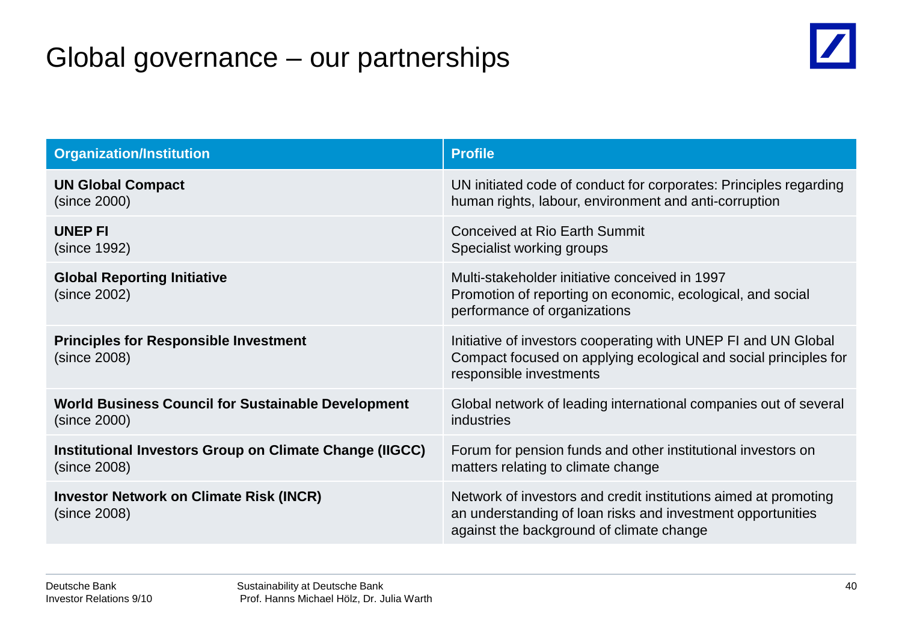# Global governance – our partnerships

| Organization/Institution | Profile |
|---|---|
| **UN Global Compact** (since 2000) | UN initiated code of conduct for corporates: Principles regarding human rights, labour, environment and anti-corruption |
| **UNEP FI** (since 1992) | Conceived at Rio Earth Summit<br>Specialist working groups |
| **Global Reporting Initiative** (since 2002) | Multi-stakeholder initiative conceived in 1997<br>Promotion of reporting on economic, ecological, and social performance of organizations |
| **Principles for Responsible Investment** (since 2008) | Initiative of investors cooperating with UNEP FI and UN Global Compact focused on applying ecological and social principles for responsible investments |
| **World Business Council for Sustainable Development** (since 2000) | Global network of leading international companies out of several industries |
| **Institutional Investors Group on Climate Change (IIGCC)** (since 2008) | Forum for pension funds and other institutional investors on matters relating to climate change |
| **Investor Network on Climate Risk (INCR)** (since 2008) | Network of investors and credit institutions aimed at promoting an understanding of loan risks and investment opportunities against the background of climate change |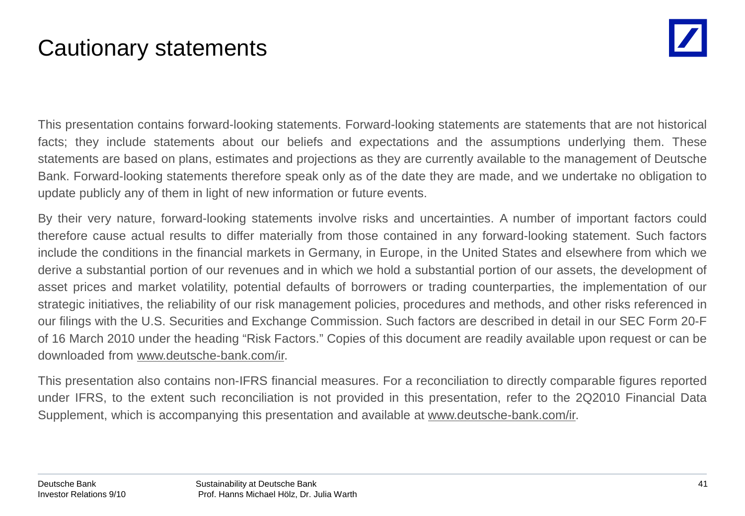# Cautionary statements

This presentation contains forward-looking statements. Forward-looking statements are statements that are not historical facts; they include statements about our beliefs and expectations and the assumptions underlying them. These statements are based on plans, estimates and projections as they are currently available to the management of Deutsche Bank. Forward-looking statements therefore speak only as of the date they are made, and we undertake no obligation to update publicly any of them in light of new information or future events.

By their very nature, forward-looking statements involve risks and uncertainties. A number of important factors could therefore cause actual results to differ materially from those contained in any forward-looking statement. Such factors include the conditions in the financial markets in Germany, in Europe, in the United States and elsewhere from which we derive a substantial portion of our revenues and in which we hold a substantial portion of our assets, the development of asset prices and market volatility, potential defaults of borrowers or trading counterparties, the implementation of our strategic initiatives, the reliability of our risk management policies, procedures and methods, and other risks referenced in our filings with the U.S. Securities and Exchange Commission. Such factors are described in detail in our SEC Form 20-F of 16 March 2010 under the heading “Risk Factors.” Copies of this document are readily available upon request or can be downloaded from www.deutsche-bank.com/ir.

This presentation also contains non-IFRS financial measures. For a reconciliation to directly comparable figures reported under IFRS, to the extent such reconciliation is not provided in this presentation, refer to the 2Q2010 Financial Data Supplement, which is accompanying this presentation and available at www.deutsche-bank.com/ir.